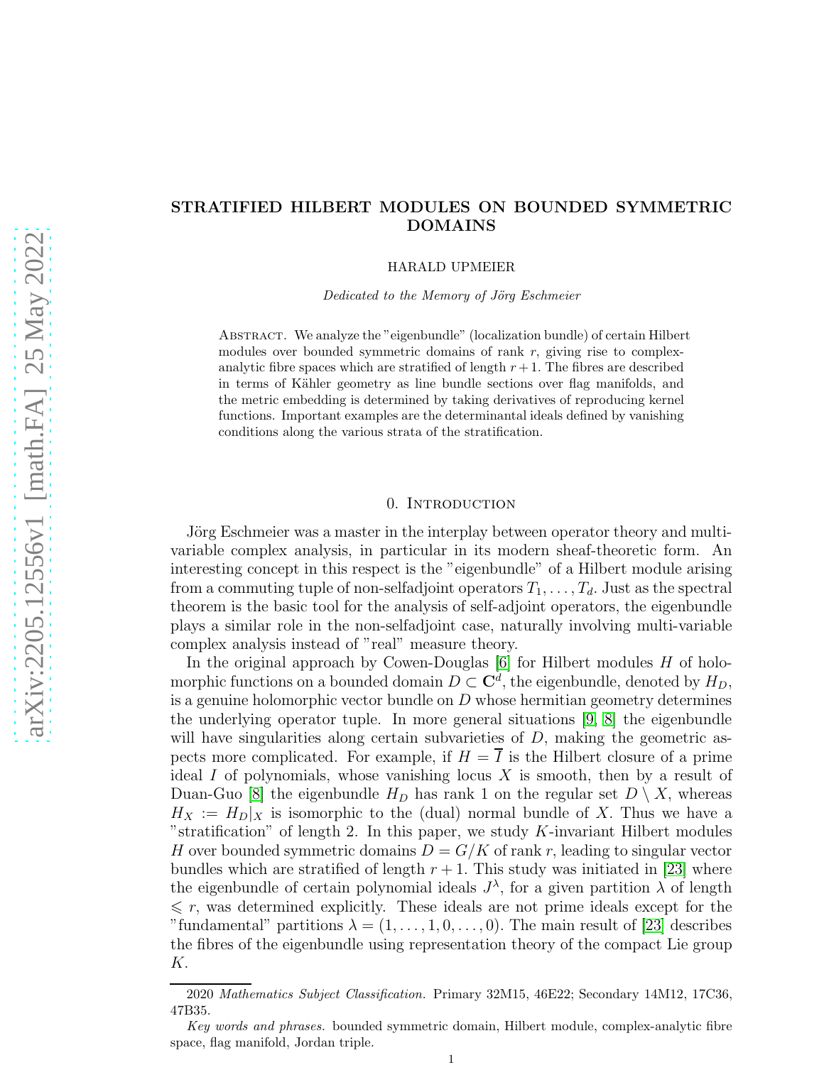# STRATIFIED HILBERT MODULES ON BOUNDED SYMMETRIC DOMAINS

HARALD UPMEIER

*Dedicated to the Memory of Jörg Eschmeier*

Abstract. We analyze the "eigenbundle" (localization bundle) of certain Hilbert modules over bounded symmetric domains of rank $r$, giving rise to complex-analytic fibre spaces which are stratified of length $r+1$. The fibres are described in terms of Kähler geometry as line bundle sections over flag manifolds, and the metric embedding is determined by taking derivatives of reproducing kernel functions. Important examples are the determinantal ideals defined by vanishing conditions along the various strata of the stratification.

## 0. Introduction

Jörg Eschmeier was a master in the interplay between operator theory and multivariable complex analysis, in particular in its modern sheaf-theoretic form. An interesting concept in this respect is the "eigenbundle" of a Hilbert module arising from a commuting tuple of non-selfadjoint operators $T_1,\ldots,T_d$. Just as the spectral theorem is the basic tool for the analysis of self-adjoint operators, the eigenbundle plays a similar role in the non-selfadjoint case, naturally involving multi-variable complex analysis instead of "real" measure theory.

In the original approach by Cowen-Douglas [6] for Hilbert modules $H$ of holomorphic functions on a bounded domain $D\subset \mathbf{C}^d$, the eigenbundle, denoted by $H_D$, is a genuine holomorphic vector bundle on $D$ whose hermitian geometry determines the underlying operator tuple. In more general situations [9, 8] the eigenbundle will have singularities along certain subvarieties of $D$, making the geometric aspects more complicated. For example, if $H=\overline{I}$ is the Hilbert closure of a prime ideal $I$ of polynomials, whose vanishing locus $X$ is smooth, then by a result of Duan-Guo [8] the eigenbundle $H_D$ has rank 1 on the regular set $D\setminus X$, whereas $H_X := H_D|_X$ is isomorphic to the (dual) normal bundle of $X$. Thus we have a "stratification" of length 2. In this paper, we study $K$-invariant Hilbert modules $H$ over bounded symmetric domains $D=G/K$ of rank $r$, leading to singular vector bundles which are stratified of length $r+1$. This study was initiated in [23] where the eigenbundle of certain polynomial ideals $J^\lambda$, for a given partition $\lambda$ of length $\leqslant r$, was determined explicitly. These ideals are not prime ideals except for the "fundamental" partitions $\lambda=(1,\ldots,1,0,\ldots,0)$. The main result of [23] describes the fibres of the eigenbundle using representation theory of the compact Lie group $K$.

2020 *Mathematics Subject Classification.* Primary 32M15, 46E22; Secondary 14M12, 17C36, 47B35.

*Key words and phrases.* bounded symmetric domain, Hilbert module, complex-analytic fibre space, flag manifold, Jordan triple.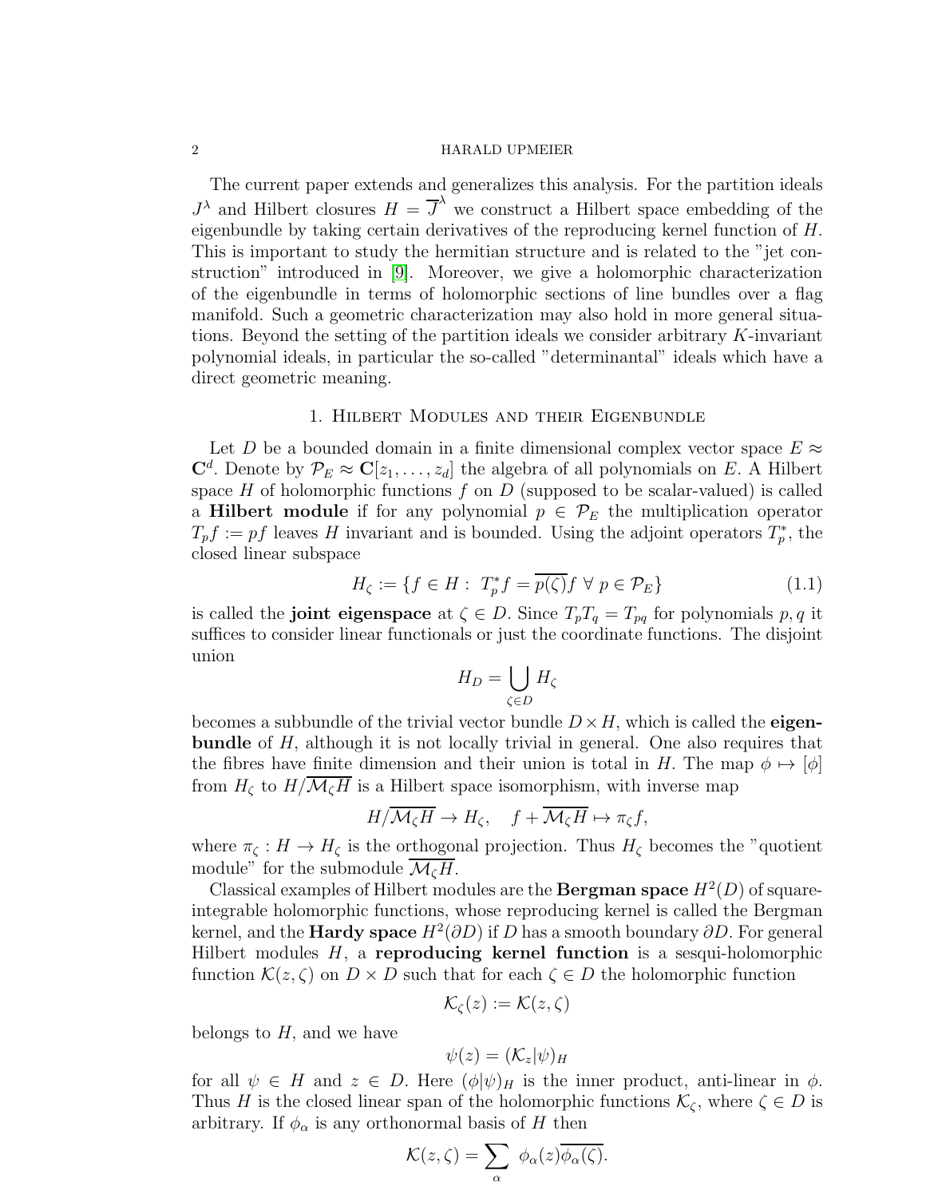The current paper extends and generalizes this analysis. For the partition ideals $J^\lambda$ and Hilbert closures $H = \overline{J}^\lambda$ we construct a Hilbert space embedding of the eigenbundle by taking certain derivatives of the reproducing kernel function of $H$. This is important to study the hermitian structure and is related to the "jet construction" introduced in [9]. Moreover, we give a holomorphic characterization of the eigenbundle in terms of holomorphic sections of line bundles over a flag manifold. Such a geometric characterization may also hold in more general situations. Beyond the setting of the partition ideals we consider arbitrary $K$-invariant polynomial ideals, in particular the so-called "determinantal" ideals which have a direct geometric meaning.

## 1. Hilbert Modules and their Eigenbundle

Let $D$ be a bounded domain in a finite dimensional complex vector space $E \approx \mathbf{C}^d$. Denote by $\mathcal{P}_E \approx \mathbf{C}[z_1, \ldots, z_d]$ the algebra of all polynomials on $E$. A Hilbert space $H$ of holomorphic functions $f$ on $D$ (supposed to be scalar-valued) is called a **Hilbert module** if for any polynomial $p \in \mathcal{P}_E$ the multiplication operator $T_p f := pf$ leaves $H$ invariant and is bounded. Using the adjoint operators $T_p^*$, the closed linear subspace

$$H_\zeta := \{f \in H : \ T_p^* f = \overline{p(\zeta)} f \ \forall \ p \in \mathcal{P}_E\} \tag{1.1}$$

is called the **joint eigenspace** at $\zeta \in D$. Since $T_p T_q = T_{pq}$ for polynomials $p, q$ it suffices to consider linear functionals or just the coordinate functions. The disjoint union

$$H_D = \bigcup_{\zeta \in D} H_\zeta$$

becomes a subbundle of the trivial vector bundle $D \times H$, which is called the **eigenbundle** of $H$, although it is not locally trivial in general. One also requires that the fibres have finite dimension and their union is total in $H$. The map $\phi \mapsto [\phi]$ from $H_\zeta$ to $H/\overline{\mathcal{M}_\zeta H}$ is a Hilbert space isomorphism, with inverse map

$$H/\overline{\mathcal{M}_\zeta H} \to H_\zeta, \quad f + \overline{\mathcal{M}_\zeta H} \mapsto \pi_\zeta f,$$

where $\pi_\zeta : H \to H_\zeta$ is the orthogonal projection. Thus $H_\zeta$ becomes the "quotient module" for the submodule $\overline{\mathcal{M}_\zeta H}$.

Classical examples of Hilbert modules are the **Bergman space** $H^2(D)$ of square-integrable holomorphic functions, whose reproducing kernel is called the Bergman kernel, and the **Hardy space** $H^2(\partial D)$ if $D$ has a smooth boundary $\partial D$. For general Hilbert modules $H$, a **reproducing kernel function** is a sesqui-holomorphic function $\mathcal{K}(z, \zeta)$ on $D \times D$ such that for each $\zeta \in D$ the holomorphic function

$$\mathcal{K}_\zeta(z) := \mathcal{K}(z, \zeta)$$

belongs to $H$, and we have

$$\psi(z) = (\mathcal{K}_z | \psi)_H$$

for all $\psi \in H$ and $z \in D$. Here $(\phi|\psi)_H$ is the inner product, anti-linear in $\phi$. Thus $H$ is the closed linear span of the holomorphic functions $\mathcal{K}_\zeta$, where $\zeta \in D$ is arbitrary. If $\phi_\alpha$ is any orthonormal basis of $H$ then

$$\mathcal{K}(z, \zeta) = \sum_\alpha \ \phi_\alpha(z) \overline{\phi_\alpha(\zeta)}.$$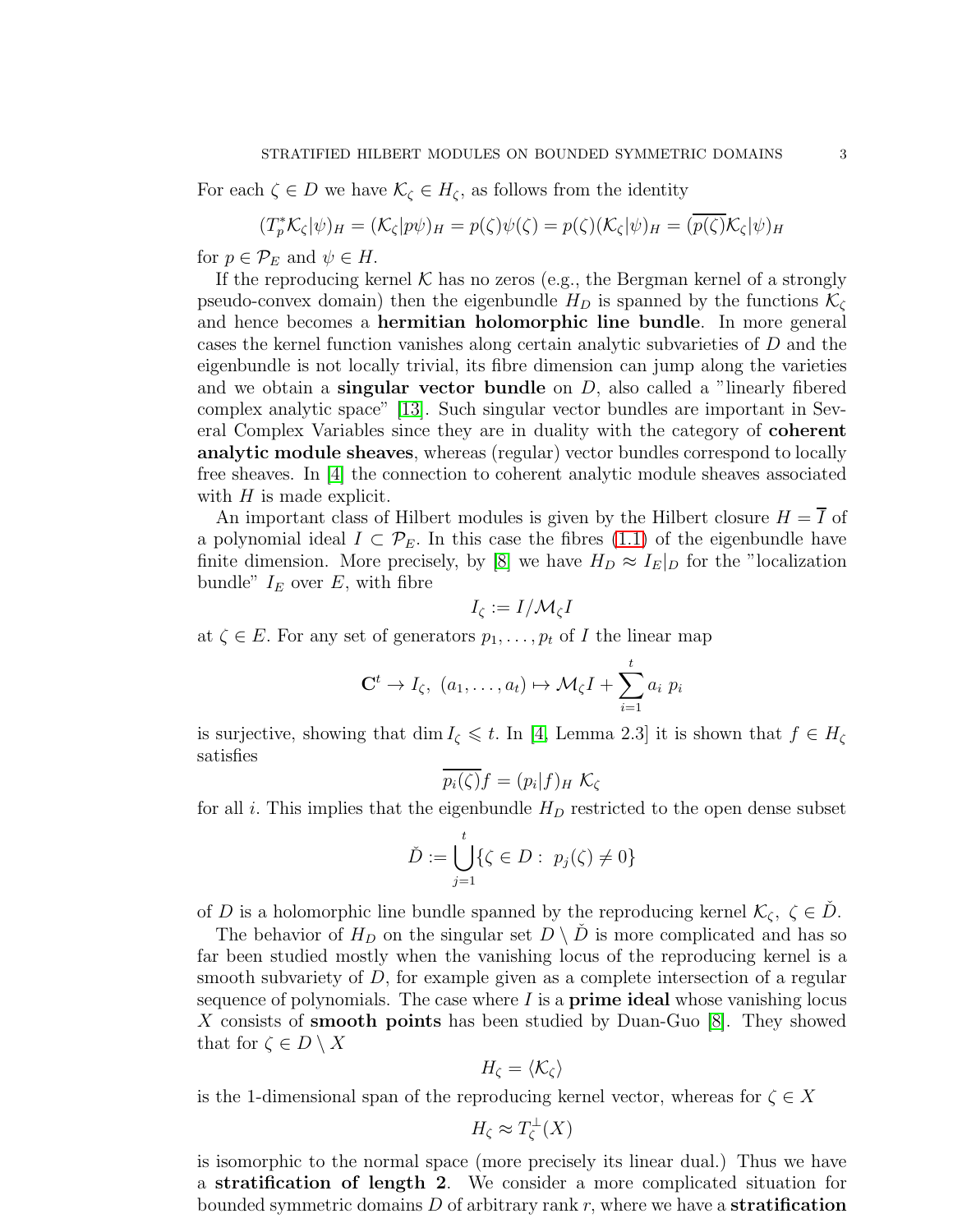For each $\zeta \in D$ we have $\mathcal{K}_\zeta \in H_\zeta$, as follows from the identity

$$(T_p^* \mathcal{K}_\zeta|\psi)_H = (\mathcal{K}_\zeta|p\psi)_H = p(\zeta)\psi(\zeta) = p(\zeta)(\mathcal{K}_\zeta|\psi)_H = (\overline{p(\zeta)}\mathcal{K}_\zeta|\psi)_H$$

for $p \in \mathcal{P}_E$ and $\psi \in H$.

If the reproducing kernel $\mathcal{K}$ has no zeros (e.g., the Bergman kernel of a strongly pseudo-convex domain) then the eigenbundle $H_D$ is spanned by the functions $\mathcal{K}_\zeta$ and hence becomes a **hermitian holomorphic line bundle**. In more general cases the kernel function vanishes along certain analytic subvarieties of $D$ and the eigenbundle is not locally trivial, its fibre dimension can jump along the varieties and we obtain a **singular vector bundle** on $D$, also called a "linearly fibered complex analytic space" [13]. Such singular vector bundles are important in Several Complex Variables since they are in duality with the category of **coherent analytic module sheaves**, whereas (regular) vector bundles correspond to locally free sheaves. In [4] the connection to coherent analytic module sheaves associated with $H$ is made explicit.

An important class of Hilbert modules is given by the Hilbert closure $H = \overline{I}$ of a polynomial ideal $I \subset \mathcal{P}_E$. In this case the fibres (1.1) of the eigenbundle have finite dimension. More precisely, by [8] we have $H_D \approx I_E|_D$ for the "localization bundle" $I_E$ over $E$, with fibre

$$I_\zeta := I/\mathcal{M}_\zeta I$$

at $\zeta \in E$. For any set of generators $p_1, \ldots, p_t$ of $I$ the linear map

$$\mathbf{C}^t \to I_\zeta,\ (a_1, \ldots, a_t) \mapsto \mathcal{M}_\zeta I + \sum_{i=1}^t a_i\ p_i$$

is surjective, showing that $\dim I_\zeta \leqslant t$. In [4, Lemma 2.3] it is shown that $f \in H_\zeta$ satisfies

$$\overline{p_i(\zeta)} f = (p_i|f)_H\ \mathcal{K}_\zeta$$

for all $i$. This implies that the eigenbundle $H_D$ restricted to the open dense subset

$$\check{D} := \bigcup_{j=1}^t \{\zeta \in D :\ p_j(\zeta) \neq 0\}$$

of $D$ is a holomorphic line bundle spanned by the reproducing kernel $\mathcal{K}_\zeta,\ \zeta \in \check{D}$.

The behavior of $H_D$ on the singular set $D \setminus \check{D}$ is more complicated and has so far been studied mostly when the vanishing locus of the reproducing kernel is a smooth subvariety of $D$, for example given as a complete intersection of a regular sequence of polynomials. The case where $I$ is a **prime ideal** whose vanishing locus $X$ consists of **smooth points** has been studied by Duan-Guo [8]. They showed that for $\zeta \in D \setminus X$

$$H_\zeta = \langle \mathcal{K}_\zeta \rangle$$

is the 1-dimensional span of the reproducing kernel vector, whereas for $\zeta \in X$

$$H_\zeta \approx T_\zeta^\perp(X)$$

is isomorphic to the normal space (more precisely its linear dual.) Thus we have a **stratification of length 2**. We consider a more complicated situation for bounded symmetric domains $D$ of arbitrary rank $r$, where we have a **stratification**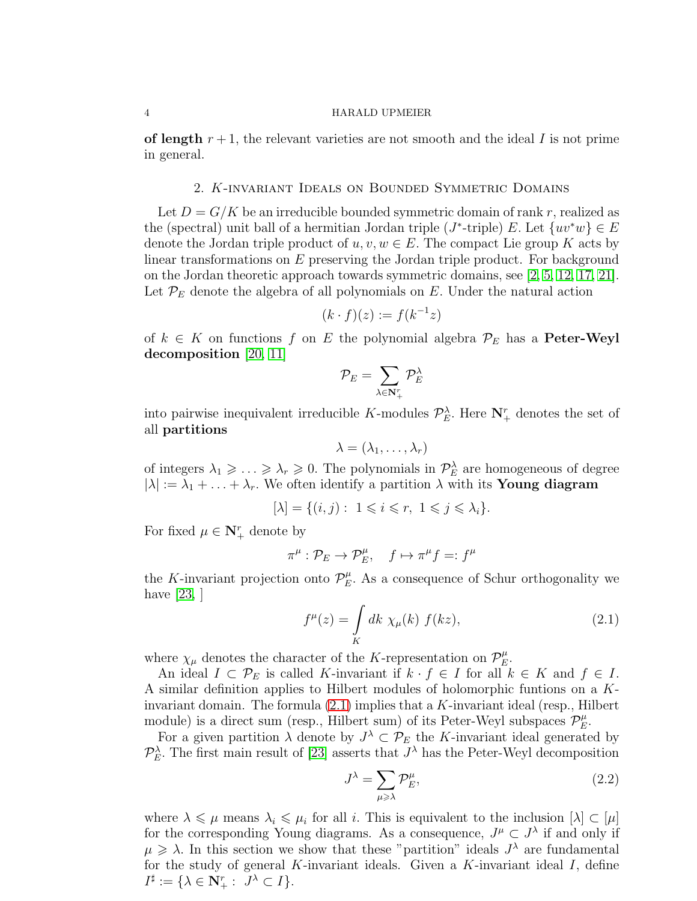**of length** $r+1$, the relevant varieties are not smooth and the ideal $I$ is not prime in general.

## 2. $K$-invariant Ideals on Bounded Symmetric Domains

Let $D = G/K$ be an irreducible bounded symmetric domain of rank $r$, realized as the (spectral) unit ball of a hermitian Jordan triple ($J^*$-triple) $E$. Let $\{uv^*w\} \in E$ denote the Jordan triple product of $u, v, w \in E$. The compact Lie group $K$ acts by linear transformations on $E$ preserving the Jordan triple product. For background on the Jordan theoretic approach towards symmetric domains, see [2, 5, 12, 17, 21]. Let $\mathcal{P}_E$ denote the algebra of all polynomials on $E$. Under the natural action

$$(k \cdot f)(z) := f(k^{-1}z)$$

of $k \in K$ on functions $f$ on $E$ the polynomial algebra $\mathcal{P}_E$ has a **Peter-Weyl decomposition** [20, 11]

$$\mathcal{P}_E = \sum_{\lambda \in \mathbf{N}^r_+} \mathcal{P}^\lambda_E$$

into pairwise inequivalent irreducible $K$-modules $\mathcal{P}^\lambda_E$. Here $\mathbf{N}^r_+$ denotes the set of all **partitions**

$$\lambda = (\lambda_1, \ldots, \lambda_r)$$

of integers $\lambda_1 \geqslant \ldots \geqslant \lambda_r \geqslant 0$. The polynomials in $\mathcal{P}^\lambda_E$ are homogeneous of degree $|\lambda| := \lambda_1 + \ldots + \lambda_r$. We often identify a partition $\lambda$ with its **Young diagram**

$$[\lambda] = \{(i,j) : \ 1 \leqslant i \leqslant r, \ 1 \leqslant j \leqslant \lambda_i\}.$$

For fixed $\mu \in \mathbf{N}^r_+$ denote by

$$\pi^\mu : \mathcal{P}_E \to \mathcal{P}^\mu_E, \quad f \mapsto \pi^\mu f =: f^\mu$$

the $K$-invariant projection onto $\mathcal{P}^\mu_E$. As a consequence of Schur orthogonality we have [23, ]

$$f^\mu(z) = \int_K dk \ \chi_\mu(k) \ f(kz), \tag{2.1}$$

where $\chi_\mu$ denotes the character of the $K$-representation on $\mathcal{P}^\mu_E$.

An ideal $I \subset \mathcal{P}_E$ is called $K$-invariant if $k \cdot f \in I$ for all $k \in K$ and $f \in I$. A similar definition applies to Hilbert modules of holomorphic funtions on a $K$-invariant domain. The formula (2.1) implies that a $K$-invariant ideal (resp., Hilbert module) is a direct sum (resp., Hilbert sum) of its Peter-Weyl subspaces $\mathcal{P}^\mu_E$.

For a given partition $\lambda$ denote by $J^\lambda \subset \mathcal{P}_E$ the $K$-invariant ideal generated by $\mathcal{P}^\lambda_E$. The first main result of [23] asserts that $J^\lambda$ has the Peter-Weyl decomposition

$$J^\lambda = \sum_{\mu \geqslant \lambda} \mathcal{P}^\mu_E, \tag{2.2}$$

where $\lambda \leqslant \mu$ means $\lambda_i \leqslant \mu_i$ for all $i$. This is equivalent to the inclusion $[\lambda] \subset [\mu]$ for the corresponding Young diagrams. As a consequence, $J^\mu \subset J^\lambda$ if and only if $\mu \geqslant \lambda$. In this section we show that these "partition" ideals $J^\lambda$ are fundamental for the study of general $K$-invariant ideals. Given a $K$-invariant ideal $I$, define $I^\sharp := \{\lambda \in \mathbf{N}^r_+ : \ J^\lambda \subset I\}$.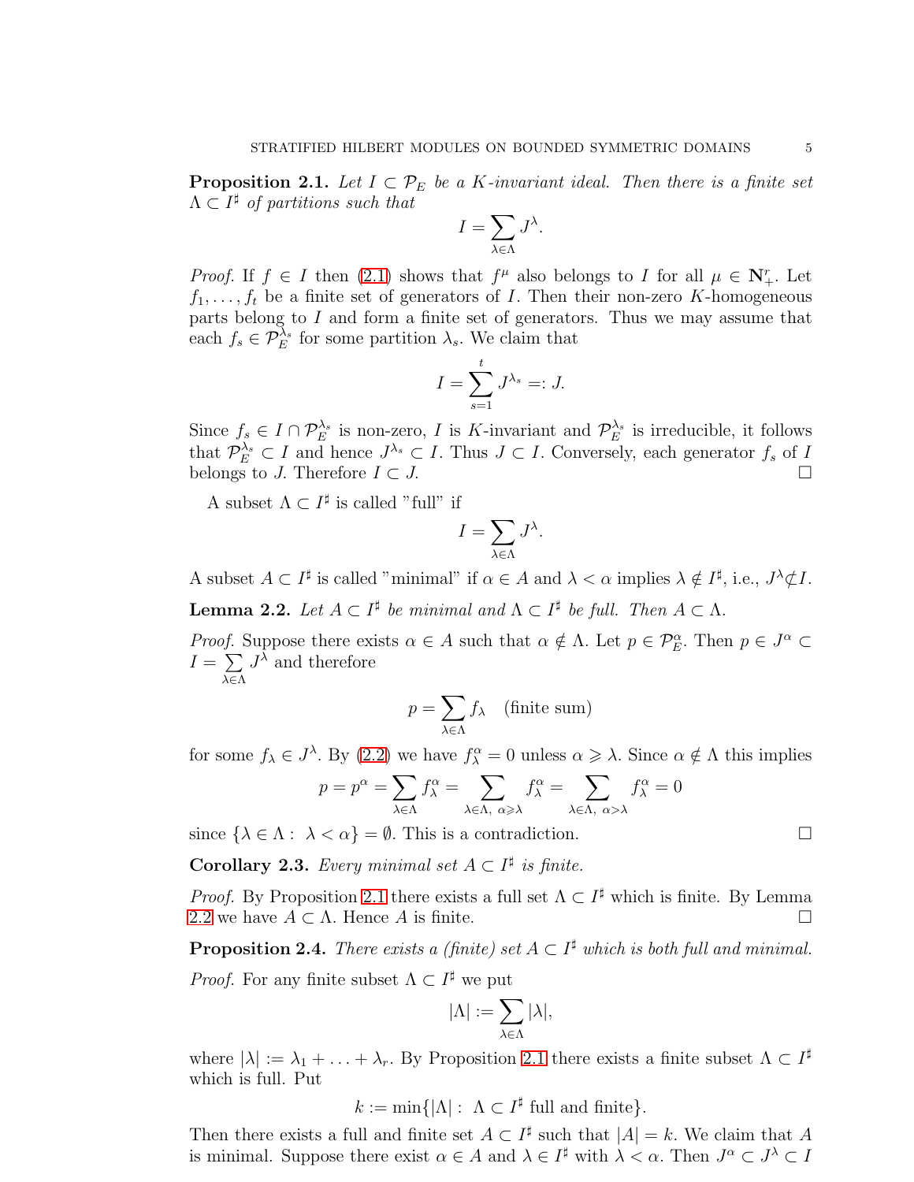**Proposition 2.1.** *Let $I \subset \mathcal{P}_E$ be a $K$-invariant ideal. Then there is a finite set $\Lambda \subset I^\sharp$ of partitions such that*

$$I = \sum_{\lambda \in \Lambda} J^\lambda.$$

*Proof.* If $f \in I$ then (2.1) shows that $f^\mu$ also belongs to $I$ for all $\mu \in \mathbf{N}_+^r$. Let $f_1, \ldots, f_t$ be a finite set of generators of $I$. Then their non-zero $K$-homogeneous parts belong to $I$ and form a finite set of generators. Thus we may assume that each $f_s \in \mathcal{P}_E^{\lambda_s}$ for some partition $\lambda_s$. We claim that

$$I = \sum_{s=1}^{t} J^{\lambda_s} =: J.$$

Since $f_s \in I \cap \mathcal{P}_E^{\lambda_s}$ is non-zero, $I$ is $K$-invariant and $\mathcal{P}_E^{\lambda_s}$ is irreducible, it follows that $\mathcal{P}_E^{\lambda_s} \subset I$ and hence $J^{\lambda_s} \subset I$. Thus $J \subset I$. Conversely, each generator $f_s$ of $I$ belongs to $J$. Therefore $I \subset J$. □

A subset $\Lambda \subset I^\sharp$ is called "full" if

$$I = \sum_{\lambda \in \Lambda} J^\lambda.$$

A subset $A \subset I^\sharp$ is called "minimal" if $\alpha \in A$ and $\lambda < \alpha$ implies $\lambda \notin I^\sharp$, i.e., $J^\lambda \not\subset I$.

**Lemma 2.2.** *Let $A \subset I^\sharp$ be minimal and $\Lambda \subset I^\sharp$ be full. Then $A \subset \Lambda$.*

*Proof.* Suppose there exists $\alpha \in A$ such that $\alpha \notin \Lambda$. Let $p \in \mathcal{P}_E^\alpha$. Then $p \in J^\alpha \subset I = \sum\limits_{\lambda \in \Lambda} J^\lambda$ and therefore

$$p = \sum_{\lambda \in \Lambda} f_\lambda \quad \text{(finite sum)}$$

for some $f_\lambda \in J^\lambda$. By (2.2) we have $f_\lambda^\alpha = 0$ unless $\alpha \geqslant \lambda$. Since $\alpha \notin \Lambda$ this implies

$$p = p^\alpha = \sum_{\lambda \in \Lambda} f_\lambda^\alpha = \sum_{\lambda \in \Lambda,\ \alpha \geqslant \lambda} f_\lambda^\alpha = \sum_{\lambda \in \Lambda,\ \alpha > \lambda} f_\lambda^\alpha = 0$$

since $\{\lambda \in \Lambda : \ \lambda < \alpha\} = \emptyset$. This is a contradiction. □

**Corollary 2.3.** *Every minimal set $A \subset I^\sharp$ is finite.*

*Proof.* By Proposition 2.1 there exists a full set $\Lambda \subset I^\sharp$ which is finite. By Lemma 2.2 we have $A \subset \Lambda$. Hence $A$ is finite. □

**Proposition 2.4.** *There exists a (finite) set $A \subset I^\sharp$ which is both full and minimal.*

*Proof.* For any finite subset $\Lambda \subset I^\sharp$ we put

$$|\Lambda| := \sum_{\lambda \in \Lambda} |\lambda|,$$

where $|\lambda| := \lambda_1 + \ldots + \lambda_r$. By Proposition 2.1 there exists a finite subset $\Lambda \subset I^\sharp$ which is full. Put

$$k := \min\{|\Lambda| : \ \Lambda \subset I^\sharp \text{ full and finite}\}.$$

Then there exists a full and finite set $A \subset I^\sharp$ such that $|A| = k$. We claim that $A$ is minimal. Suppose there exist $\alpha \in A$ and $\lambda \in I^\sharp$ with $\lambda < \alpha$. Then $J^\alpha \subset J^\lambda \subset I$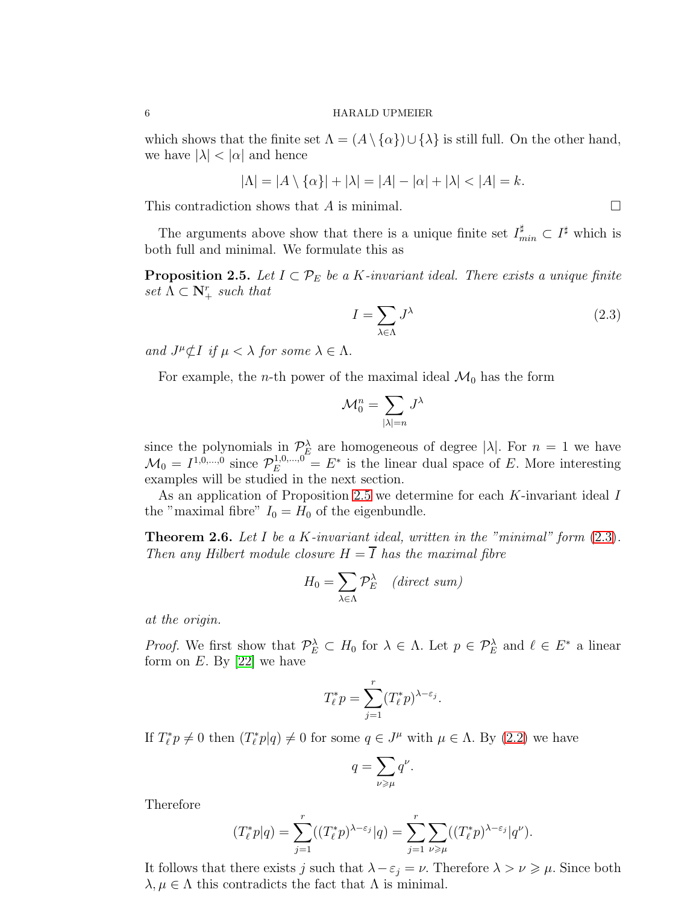which shows that the finite set $\Lambda = (A \setminus \{\alpha\}) \cup \{\lambda\}$ is still full. On the other hand, we have $|\lambda| < |\alpha|$ and hence

$$|\Lambda| = |A \setminus \{\alpha\}| + |\lambda| = |A| - |\alpha| + |\lambda| < |A| = k.$$

This contradiction shows that $A$ is minimal. $\square$

The arguments above show that there is a unique finite set $I^\sharp_{min} \subset I^\sharp$ which is both full and minimal. We formulate this as

**Proposition 2.5.** *Let $I \subset \mathcal{P}_E$ be a $K$-invariant ideal. There exists a unique finite set $\Lambda \subset \mathbf{N}^r_+$ such that*

$$I = \sum_{\lambda \in \Lambda} J^\lambda \tag{2.3}$$

*and $J^\mu \not\subset I$ if $\mu < \lambda$ for some $\lambda \in \Lambda$.*

For example, the $n$-th power of the maximal ideal $\mathcal{M}_0$ has the form

$$\mathcal{M}_0^n = \sum_{|\lambda| = n} J^\lambda$$

since the polynomials in $\mathcal{P}_E^\lambda$ are homogeneous of degree $|\lambda|$. For $n = 1$ we have $\mathcal{M}_0 = I^{1,0,\ldots,0}$ since $\mathcal{P}_E^{1,0,\ldots,0} = E^*$ is the linear dual space of $E$. More interesting examples will be studied in the next section.

As an application of Proposition 2.5 we determine for each $K$-invariant ideal $I$ the "maximal fibre" $I_0 = H_0$ of the eigenbundle.

**Theorem 2.6.** *Let $I$ be a $K$-invariant ideal, written in the "minimal" form (2.3). Then any Hilbert module closure $H = \overline{I}$ has the maximal fibre*

$$H_0 = \sum_{\lambda \in \Lambda} \mathcal{P}_E^\lambda \quad \textit{(direct sum)}$$

*at the origin.*

*Proof.* We first show that $\mathcal{P}_E^\lambda \subset H_0$ for $\lambda \in \Lambda$. Let $p \in \mathcal{P}_E^\lambda$ and $\ell \in E^*$ a linear form on $E$. By [22] we have

$$T_\ell^* p = \sum_{j=1}^r (T_\ell^* p)^{\lambda - \varepsilon_j}.$$

If $T_\ell^* p \neq 0$ then $(T_\ell^* p | q) \neq 0$ for some $q \in J^\mu$ with $\mu \in \Lambda$. By (2.2) we have

$$q = \sum_{\nu \geqslant \mu} q^\nu.$$

Therefore

$$(T_\ell^* p | q) = \sum_{j=1}^r ((T_\ell^* p)^{\lambda - \varepsilon_j} | q) = \sum_{j=1}^r \sum_{\nu \geqslant \mu} ((T_\ell^* p)^{\lambda - \varepsilon_j} | q^\nu).$$

It follows that there exists $j$ such that $\lambda - \varepsilon_j = \nu$. Therefore $\lambda > \nu \geqslant \mu$. Since both $\lambda, \mu \in \Lambda$ this contradicts the fact that $\Lambda$ is minimal.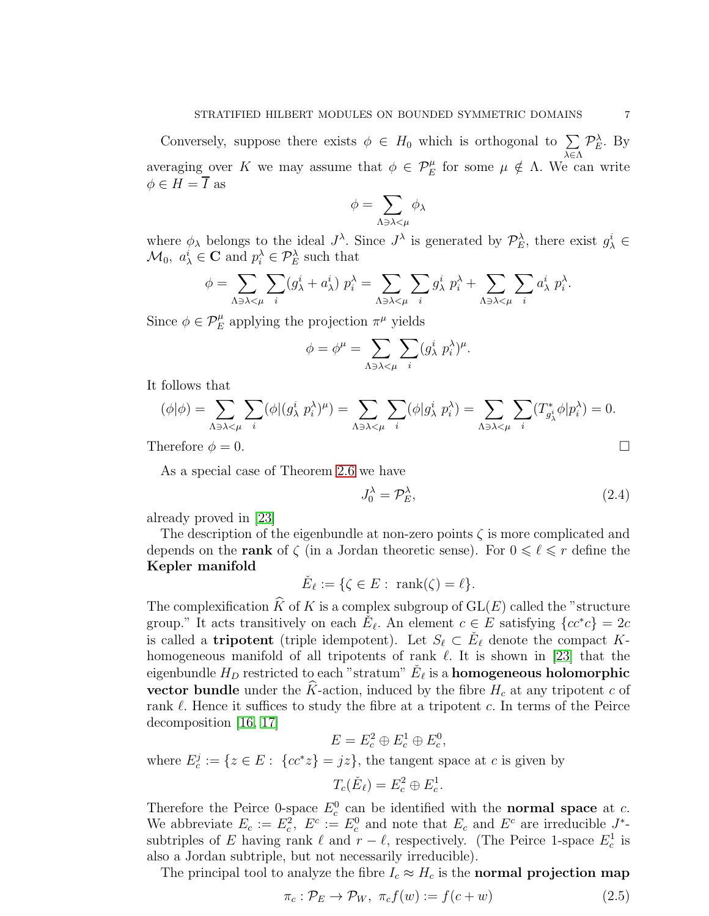Conversely, suppose there exists $\phi \in H_0$ which is orthogonal to $\sum\limits_{\lambda\in\Lambda} \mathcal{P}_E^\lambda$. By averaging over $K$ we may assume that $\phi \in \mathcal{P}_E^\mu$ for some $\mu \notin \Lambda$. We can write $\phi \in H = \overline{I}$ as

$$\phi = \sum_{\Lambda\ni\lambda<\mu} \phi_\lambda$$

where $\phi_\lambda$ belongs to the ideal $J^\lambda$. Since $J^\lambda$ is generated by $\mathcal{P}_E^\lambda$, there exist $g_\lambda^i \in \mathcal{M}_0$, $a_\lambda^i \in \mathbf{C}$ and $p_i^\lambda \in \mathcal{P}_E^\lambda$ such that

$$\phi = \sum_{\Lambda\ni\lambda<\mu} \sum_i (g_\lambda^i + a_\lambda^i)\ p_i^\lambda = \sum_{\Lambda\ni\lambda<\mu} \sum_i g_\lambda^i\ p_i^\lambda + \sum_{\Lambda\ni\lambda<\mu} \sum_i a_\lambda^i\ p_i^\lambda.$$

Since $\phi \in \mathcal{P}_E^\mu$ applying the projection $\pi^\mu$ yields

$$\phi = \phi^\mu = \sum_{\Lambda\ni\lambda<\mu} \sum_i (g_\lambda^i\ p_i^\lambda)^\mu.$$

It follows that

$$(\phi|\phi) = \sum_{\Lambda\ni\lambda<\mu} \sum_i (\phi|(g_\lambda^i\ p_i^\lambda)^\mu) = \sum_{\Lambda\ni\lambda<\mu} \sum_i (\phi|g_\lambda^i\ p_i^\lambda) = \sum_{\Lambda\ni\lambda<\mu} \sum_i (T_{g_\lambda^i}^*\phi|p_i^\lambda) = 0.$$

Therefore $\phi = 0$. □

As a special case of Theorem 2.6 we have

$$J_0^\lambda = \mathcal{P}_E^\lambda, \tag{2.4}$$

already proved in [23]

The description of the eigenbundle at non-zero points $\zeta$ is more complicated and depends on the **rank** of $\zeta$ (in a Jordan theoretic sense). For $0 \leqslant \ell \leqslant r$ define the **Kepler manifold**

$$\check{E}_\ell := \{\zeta \in E :\ \operatorname{rank}(\zeta) = \ell\}.$$

The complexification $\widehat{K}$ of $K$ is a complex subgroup of $\mathrm{GL}(E)$ called the "structure group." It acts transitively on each $\check{E}_\ell$. An element $c \in E$ satisfying $\{cc^*c\} = 2c$ is called a **tripotent** (triple idempotent). Let $S_\ell \subset \check{E}_\ell$ denote the compact $K$-homogeneous manifold of all tripotents of rank $\ell$. It is shown in [23] that the eigenbundle $H_D$ restricted to each "stratum" $\check{E}_\ell$ is a **homogeneous holomorphic vector bundle** under the $\widehat{K}$-action, induced by the fibre $H_c$ at any tripotent $c$ of rank $\ell$. Hence it suffices to study the fibre at a tripotent $c$. In terms of the Peirce decomposition [16, 17]

$$E = E_c^2 \oplus E_c^1 \oplus E_c^0,$$

where $E_c^j := \{z \in E :\ \{cc^*z\} = jz\}$, the tangent space at $c$ is given by

$$T_c(\check{E}_\ell) = E_c^2 \oplus E_c^1.$$

Therefore the Peirce 0-space $E_c^0$ can be identified with the **normal space** at $c$. We abbreviate $E_c := E_c^2,\ E^c := E_c^0$ and note that $E_c$ and $E^c$ are irreducible $J^*$-subtriples of $E$ having rank $\ell$ and $r-\ell$, respectively. (The Peirce 1-space $E_c^1$ is also a Jordan subtriple, but not necessarily irreducible).

The principal tool to analyze the fibre $I_c \approx H_c$ is the **normal projection map**

$$\pi_c : \mathcal{P}_E \to \mathcal{P}_W,\ \pi_c f(w) := f(c+w) \tag{2.5}$$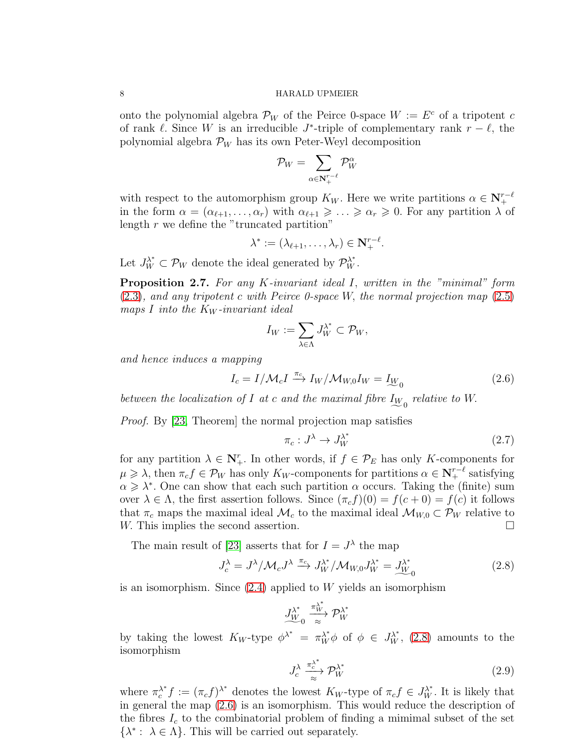onto the polynomial algebra $\mathcal{P}_W$ of the Peirce 0-space $W := E^c$ of a tripotent $c$ of rank $\ell$. Since $W$ is an irreducible $J^*$-triple of complementary rank $r - \ell$, the polynomial algebra $\mathcal{P}_W$ has its own Peter-Weyl decomposition

$$\mathcal{P}_W = \sum_{\alpha \in \mathbf{N}_+^{r-\ell}} \mathcal{P}_W^\alpha$$

with respect to the automorphism group $K_W$. Here we write partitions $\alpha \in \mathbf{N}_+^{r-\ell}$ in the form $\alpha = (\alpha_{\ell+1}, \ldots, \alpha_r)$ with $\alpha_{\ell+1} \geqslant \ldots \geqslant \alpha_r \geqslant 0$. For any partition $\lambda$ of length $r$ we define the "truncated partition"

$$\lambda^* := (\lambda_{\ell+1}, \ldots, \lambda_r) \in \mathbf{N}_+^{r-\ell}.$$

Let $J_W^{\lambda^*} \subset \mathcal{P}_W$ denote the ideal generated by $\mathcal{P}_W^{\lambda^*}$.

**Proposition 2.7.** *For any $K$-invariant ideal $I$, written in the "minimal" form (2.3), and any tripotent $c$ with Peirce 0-space $W$, the normal projection map (2.5) maps $I$ into the $K_W$-invariant ideal*

$$I_W := \sum_{\lambda \in \Lambda} J_W^{\lambda^*} \subset \mathcal{P}_W,$$

*and hence induces a mapping*

$$I_c = I/\mathcal{M}_c I \xrightarrow{\pi_c} I_W/\mathcal{M}_{W,0} I_W = \underset{\sim}{I_W}_0 \tag{2.6}$$

*between the localization of $I$ at $c$ and the maximal fibre $\underset{\sim}{I_W}_0$ relative to $W$.*

*Proof.* By [23, Theorem] the normal projection map satisfies

$$\pi_c : J^\lambda \to J_W^{\lambda^*} \tag{2.7}$$

for any partition $\lambda \in \mathbf{N}_+^r$. In other words, if $f \in \mathcal{P}_E$ has only $K$-components for $\mu \geqslant \lambda$, then $\pi_c f \in \mathcal{P}_W$ has only $K_W$-components for partitions $\alpha \in \mathbf{N}_+^{r-\ell}$ satisfying $\alpha \geqslant \lambda^*$. One can show that each such partition $\alpha$ occurs. Taking the (finite) sum over $\lambda \in \Lambda$, the first assertion follows. Since $(\pi_c f)(0) = f(c + 0) = f(c)$ it follows that $\pi_c$ maps the maximal ideal $\mathcal{M}_c$ to the maximal ideal $\mathcal{M}_{W,0} \subset \mathcal{P}_W$ relative to $W$. This implies the second assertion. □

The main result of [23] asserts that for $I = J^\lambda$ the map

$$J_c^\lambda = J^\lambda/\mathcal{M}_c J^\lambda \xrightarrow{\pi_c} J_W^{\lambda^*}/\mathcal{M}_{W,0} J_W^{\lambda^*} = \underset{\sim}{J_W^{\lambda^*}}_0 \tag{2.8}$$

is an isomorphism. Since (2.4) applied to $W$ yields an isomorphism

$$\underset{\sim}{J_W^{\lambda^*}}_0 \xrightarrow[\approx]{\pi_W^{\lambda^*}} \mathcal{P}_W^{\lambda^*}$$

by taking the lowest $K_W$-type $\phi^{\lambda^*} = \pi_W^{\lambda^*} \phi$ of $\phi \in J_W^{\lambda^*}$, (2.8) amounts to the isomorphism

$$J_c^\lambda \xrightarrow[\approx]{\pi_c^{\lambda^*}} \mathcal{P}_W^{\lambda^*} \tag{2.9}$$

where $\pi_c^{\lambda^*} f := (\pi_c f)^{\lambda^*}$ denotes the lowest $K_W$-type of $\pi_c f \in J_W^{\lambda^*}$. It is likely that in general the map (2.6) is an isomorphism. This would reduce the description of the fibres $I_c$ to the combinatorial problem of finding a mimimal subset of the set $\{\lambda^* : \lambda \in \Lambda\}$. This will be carried out separately.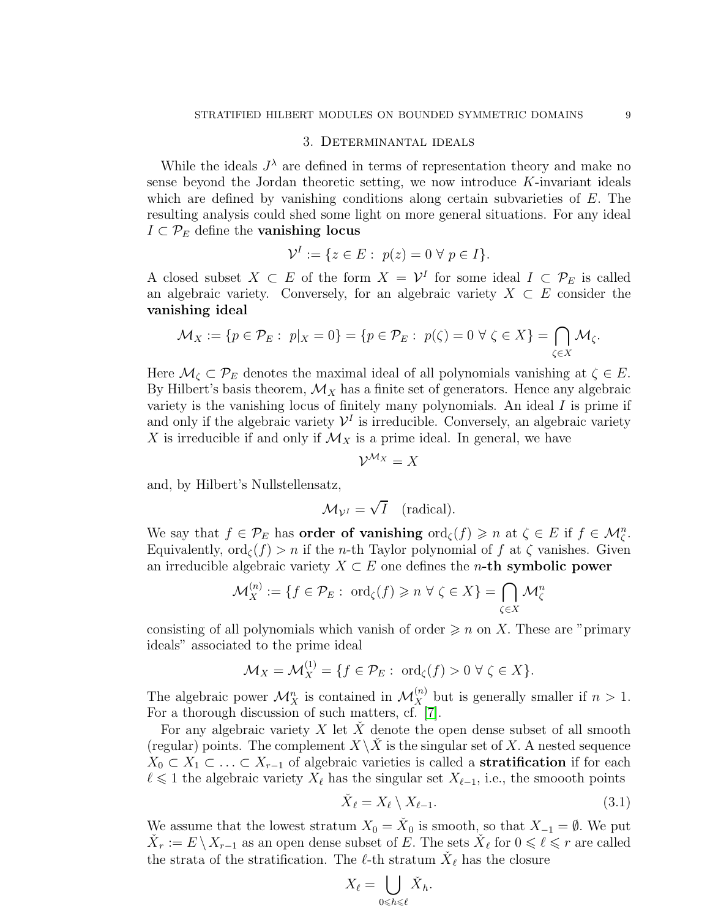## 3. Determinantal ideals

While the ideals $J^\lambda$ are defined in terms of representation theory and make no sense beyond the Jordan theoretic setting, we now introduce $K$-invariant ideals which are defined by vanishing conditions along certain subvarieties of $E$. The resulting analysis could shed some light on more general situations. For any ideal $I \subset \mathcal{P}_E$ define the **vanishing locus**

$$\mathcal{V}^I := \{z \in E : \ p(z) = 0 \ \forall \ p \in I\}.$$

A closed subset $X \subset E$ of the form $X = \mathcal{V}^I$ for some ideal $I \subset \mathcal{P}_E$ is called an algebraic variety. Conversely, for an algebraic variety $X \subset E$ consider the **vanishing ideal**

$$\mathcal{M}_X := \{p \in \mathcal{P}_E : \ p|_X = 0\} = \{p \in \mathcal{P}_E : \ p(\zeta) = 0 \ \forall \ \zeta \in X\} = \bigcap_{\zeta \in X} \mathcal{M}_\zeta.$$

Here $\mathcal{M}_\zeta \subset \mathcal{P}_E$ denotes the maximal ideal of all polynomials vanishing at $\zeta \in E$. By Hilbert's basis theorem, $\mathcal{M}_X$ has a finite set of generators. Hence any algebraic variety is the vanishing locus of finitely many polynomials. An ideal $I$ is prime if and only if the algebraic variety $\mathcal{V}^I$ is irreducible. Conversely, an algebraic variety $X$ is irreducible if and only if $\mathcal{M}_X$ is a prime ideal. In general, we have

$$\mathcal{V}^{\mathcal{M}_X} = X$$

and, by Hilbert's Nullstellensatz,

$$\mathcal{M}_{\mathcal{V}^I} = \sqrt{I} \quad \text{(radical)}.$$

We say that $f \in \mathcal{P}_E$ has **order of vanishing** $\mathrm{ord}_\zeta(f) \geqslant n$ at $\zeta \in E$ if $f \in \mathcal{M}_\zeta^n$. Equivalently, $\mathrm{ord}_\zeta(f) > n$ if the $n$-th Taylor polynomial of $f$ at $\zeta$ vanishes. Given an irreducible algebraic variety $X \subset E$ one defines the **$n$-th symbolic power**

$$\mathcal{M}_X^{(n)} := \{f \in \mathcal{P}_E : \ \mathrm{ord}_\zeta(f) \geqslant n \ \forall \ \zeta \in X\} = \bigcap_{\zeta \in X} \mathcal{M}_\zeta^n$$

consisting of all polynomials which vanish of order $\geqslant n$ on $X$. These are "primary ideals" associated to the prime ideal

$$\mathcal{M}_X = \mathcal{M}_X^{(1)} = \{f \in \mathcal{P}_E : \ \mathrm{ord}_\zeta(f) > 0 \ \forall \ \zeta \in X\}.$$

The algebraic power $\mathcal{M}_X^n$ is contained in $\mathcal{M}_X^{(n)}$ but is generally smaller if $n > 1$. For a thorough discussion of such matters, cf. [7].

For any algebraic variety $X$ let $\check{X}$ denote the open dense subset of all smooth (regular) points. The complement $X \setminus \check{X}$ is the singular set of $X$. A nested sequence $X_0 \subset X_1 \subset \ldots \subset X_{r-1}$ of algebraic varieties is called a **stratification** if for each $\ell \leqslant 1$ the algebraic variety $X_\ell$ has the singular set $X_{\ell-1}$, i.e., the smoooth points

$$\check{X}_\ell = X_\ell \setminus X_{\ell-1}. \tag{3.1}$$

We assume that the lowest stratum $X_0 = \check{X}_0$ is smooth, so that $X_{-1} = \emptyset$. We put $\check{X}_r := E \setminus X_{r-1}$ as an open dense subset of $E$. The sets $\check{X}_\ell$ for $0 \leqslant \ell \leqslant r$ are called the strata of the stratification. The $\ell$-th stratum $\check{X}_\ell$ has the closure

$$X_\ell = \bigcup_{0 \leqslant h \leqslant \ell} \check{X}_h.$$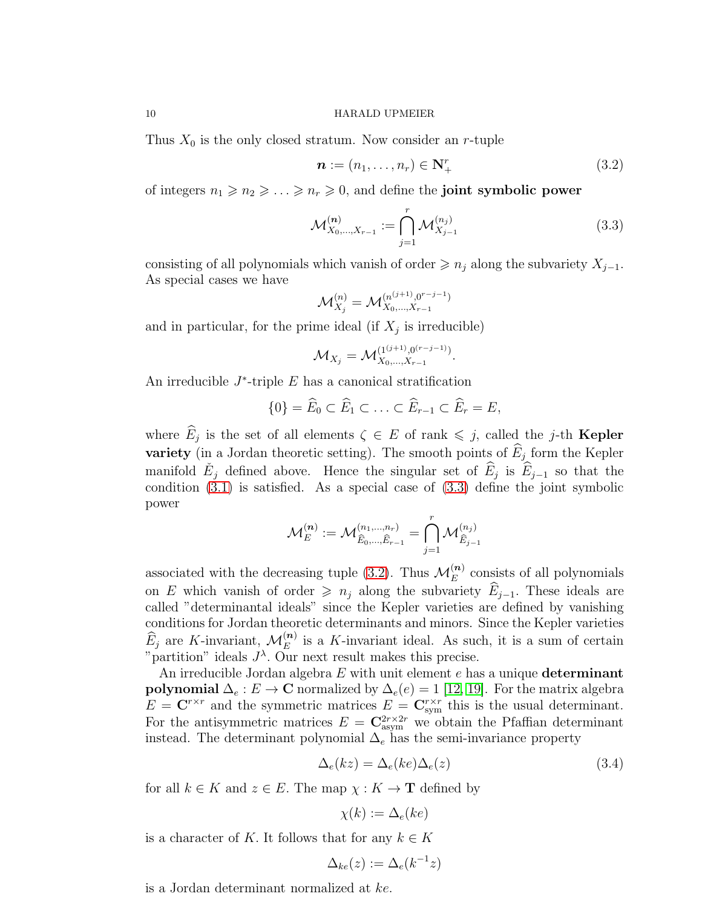Thus $X_0$ is the only closed stratum. Now consider an $r$-tuple

$$\boldsymbol{n} := (n_1, \ldots, n_r) \in \mathbf{N}_+^r \tag{3.2}$$

of integers $n_1 \geqslant n_2 \geqslant \ldots \geqslant n_r \geqslant 0$, and define the **joint symbolic power**

$$\mathcal{M}^{(\boldsymbol{n})}_{X_0,\ldots,X_{r-1}} := \bigcap_{j=1}^{r} \mathcal{M}^{(n_j)}_{X_{j-1}} \tag{3.3}$$

consisting of all polynomials which vanish of order $\geqslant n_j$ along the subvariety $X_{j-1}$. As special cases we have

$$\mathcal{M}^{(n)}_{X_j} = \mathcal{M}^{(n^{(j+1)},0^{r-j-1})}_{X_0,\ldots,X_{r-1}}$$

and in particular, for the prime ideal (if $X_j$ is irreducible)

$$\mathcal{M}_{X_j} = \mathcal{M}^{(1^{(j+1)},0^{(r-j-1)})}_{X_0,\ldots,X_{r-1}}.$$

An irreducible $J^*$-triple $E$ has a canonical stratification

$$\{0\} = \widehat{E}_0 \subset \widehat{E}_1 \subset \ldots \subset \widehat{E}_{r-1} \subset \widehat{E}_r = E,$$

where $\widehat{E}_j$ is the set of all elements $\zeta \in E$ of rank $\leqslant j$, called the $j$-th **Kepler variety** (in a Jordan theoretic setting). The smooth points of $\widehat{E}_j$ form the Kepler manifold $\check{E}_j$ defined above. Hence the singular set of $\widehat{E}_j$ is $\widehat{E}_{j-1}$ so that the condition (3.1) is satisfied. As a special case of (3.3) define the joint symbolic power

$$\mathcal{M}^{(\boldsymbol{n})}_E := \mathcal{M}^{(n_1,\ldots,n_r)}_{\widehat{E}_0,\ldots,\widehat{E}_{r-1}} = \bigcap_{j=1}^{r} \mathcal{M}^{(n_j)}_{\widehat{E}_{j-1}}$$

associated with the decreasing tuple (3.2). Thus $\mathcal{M}^{(\boldsymbol{n})}_E$ consists of all polynomials on $E$ which vanish of order $\geqslant n_j$ along the subvariety $\widehat{E}_{j-1}$. These ideals are called "determinantal ideals" since the Kepler varieties are defined by vanishing conditions for Jordan theoretic determinants and minors. Since the Kepler varieties $\widehat{E}_j$ are $K$-invariant, $\mathcal{M}^{(\boldsymbol{n})}_E$ is a $K$-invariant ideal. As such, it is a sum of certain "partition" ideals $J^\lambda$. Our next result makes this precise.

An irreducible Jordan algebra $E$ with unit element $e$ has a unique **determinant polynomial** $\Delta_e : E \to \mathbf{C}$ normalized by $\Delta_e(e) = 1$ [12, 19]. For the matrix algebra $E = \mathbf{C}^{r\times r}$ and the symmetric matrices $E = \mathbf{C}^{r\times r}_{\text{sym}}$ this is the usual determinant. For the antisymmetric matrices $E = \mathbf{C}^{2r\times 2r}_{\text{asym}}$ we obtain the Pfaffian determinant instead. The determinant polynomial $\Delta_e$ has the semi-invariance property

$$\Delta_e(kz) = \Delta_e(ke)\Delta_e(z) \tag{3.4}$$

for all $k \in K$ and $z \in E$. The map $\chi : K \to \mathbf{T}$ defined by

$$\chi(k) := \Delta_e(ke)$$

is a character of $K$. It follows that for any $k \in K$

$$\Delta_{ke}(z) := \Delta_e(k^{-1}z)$$

is a Jordan determinant normalized at $ke$.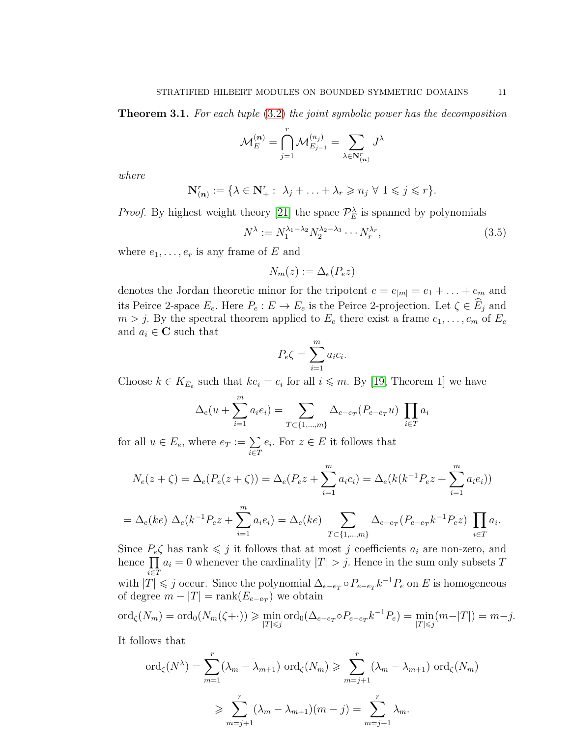**Theorem 3.1.** *For each tuple* (3.2) *the joint symbolic power has the decomposition*

$$\mathcal{M}_E^{(\boldsymbol{n})} = \bigcap_{j=1}^{r} \mathcal{M}_{E_{j-1}}^{(n_j)} = \sum_{\lambda \in \mathbf{N}^r_{(\boldsymbol{n})}} J^\lambda$$

*where*

$$\mathbf{N}^r_{(\boldsymbol{n})} := \{\lambda \in \mathbf{N}^r_+ : \ \lambda_j + \ldots + \lambda_r \geqslant n_j \ \forall \ 1 \leqslant j \leqslant r\}.$$

*Proof.* By highest weight theory [21] the space $\mathcal{P}_E^\lambda$ is spanned by polynomials

$$N^\lambda := N_1^{\lambda_1 - \lambda_2} N_2^{\lambda_2 - \lambda_3} \cdots N_r^{\lambda_r}, \tag{3.5}$$

where $e_1, \ldots, e_r$ is any frame of $E$ and

$$N_m(z) := \Delta_e(P_e z)$$

denotes the Jordan theoretic minor for the tripotent $e = e_{[m]} = e_1 + \ldots + e_m$ and its Peirce 2-space $E_e$. Here $P_e : E \to E_e$ is the Peirce 2-projection. Let $\zeta \in \widehat{E}_j$ and $m > j$. By the spectral theorem applied to $E_e$ there exist a frame $c_1, \ldots, c_m$ of $E_e$ and $a_i \in \mathbf{C}$ such that

$$P_e \zeta = \sum_{i=1}^{m} a_i c_i.$$

Choose $k \in K_{E_e}$ such that $k e_i = c_i$ for all $i \leqslant m$. By [19, Theorem 1] we have

$$\Delta_e(u + \sum_{i=1}^{m} a_i e_i) = \sum_{T \subset \{1,\ldots,m\}} \Delta_{e - e_T}(P_{e-e_T} u) \ \prod_{i \in T} a_i$$

for all $u \in E_e$, where $e_T := \sum\limits_{i \in T} e_i$. For $z \in E$ it follows that

$$N_e(z + \zeta) = \Delta_e(P_e(z + \zeta)) = \Delta_e(P_e z + \sum_{i=1}^{m} a_i c_i) = \Delta_e(k(k^{-1} P_e z + \sum_{i=1}^{m} a_i e_i))$$

$$= \Delta_e(ke) \ \Delta_e(k^{-1} P_e z + \sum_{i=1}^{m} a_i e_i) = \Delta_e(ke) \sum_{T \subset \{1,\ldots,m\}} \Delta_{e-e_T}(P_{e-e_T} k^{-1} P_e z) \ \prod_{i \in T} a_i.$$

Since $P_e \zeta$ has rank $\leqslant j$ it follows that at most $j$ coefficients $a_i$ are non-zero, and hence $\prod\limits_{i \in T} a_i = 0$ whenever the cardinality $|T| > j$. Hence in the sum only subsets $T$ with $|T| \leqslant j$ occur. Since the polynomial $\Delta_{e-e_T} \circ P_{e-e_T} k^{-1} P_e$ on $E$ is homogeneous of degree $m - |T| = \mathrm{rank}(E_{e-e_T})$ we obtain

$$\mathrm{ord}_\zeta(N_m) = \mathrm{ord}_0(N_m(\zeta + \cdot)) \geqslant \min_{|T| \leqslant j} \mathrm{ord}_0(\Delta_{e-e_T} \circ P_{e-e_T} k^{-1} P_e) = \min_{|T| \leqslant j}(m - |T|) = m - j.$$

It follows that

$$\mathrm{ord}_\zeta(N^\lambda) = \sum_{m=1}^{r} (\lambda_m - \lambda_{m+1}) \ \mathrm{ord}_\zeta(N_m) \geqslant \sum_{m=j+1}^{r} (\lambda_m - \lambda_{m+1}) \ \mathrm{ord}_\zeta(N_m)$$

$$\geqslant \sum_{m=j+1}^{r} (\lambda_m - \lambda_{m+1})(m - j) = \sum_{m=j+1}^{r} \lambda_m.$$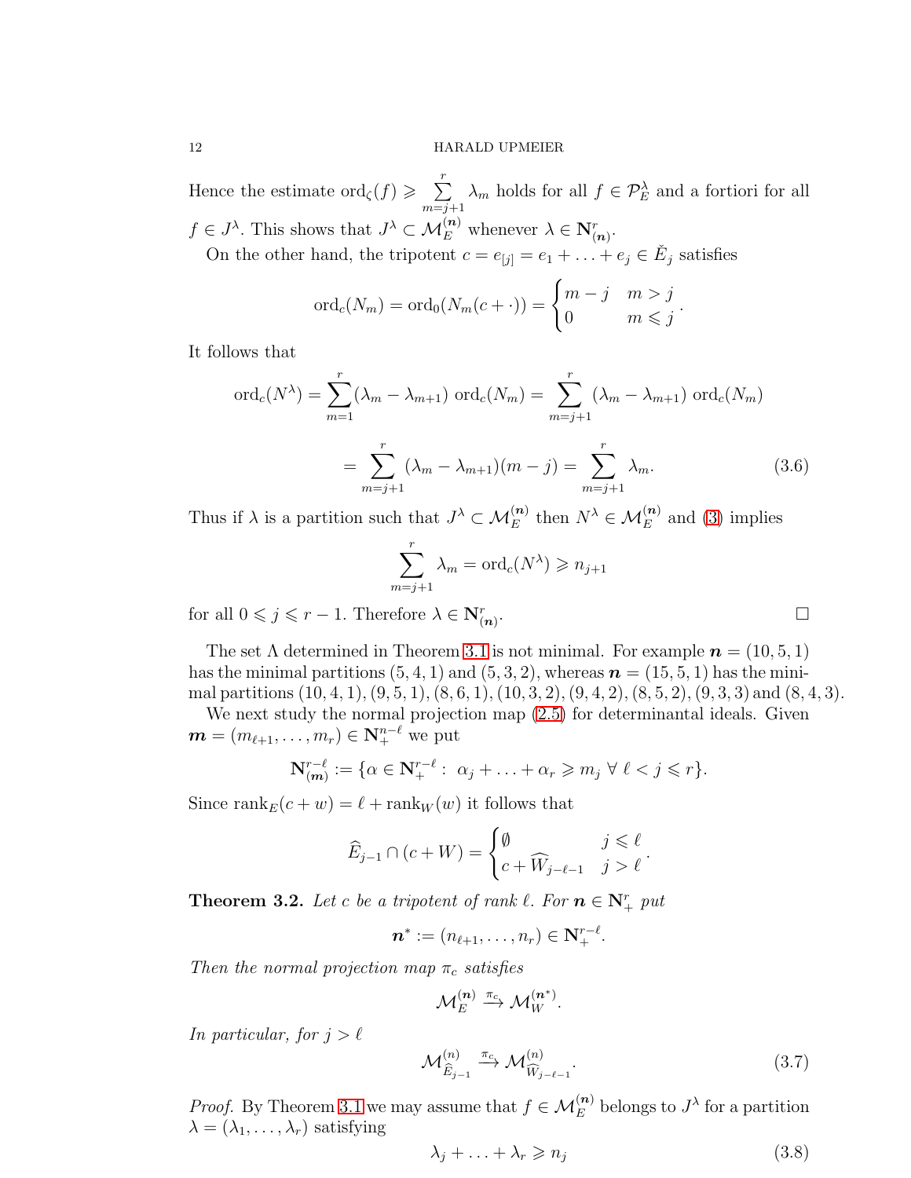Hence the estimate $\mathrm{ord}_\zeta(f) \geqslant \sum\limits_{m=j+1}^{r} \lambda_m$ holds for all $f \in \mathcal{P}_E^\lambda$ and a fortiori for all $f \in J^\lambda$. This shows that $J^\lambda \subset \mathcal{M}_E^{(\boldsymbol{n})}$ whenever $\lambda \in \mathbf{N}^r_{(\boldsymbol{n})}$.

On the other hand, the tripotent $c = e_{[j]} = e_1 + \ldots + e_j \in \check{E}_j$ satisfies

$$\mathrm{ord}_c(N_m) = \mathrm{ord}_0(N_m(c + \cdot)) = \begin{cases} m - j & m > j \\ 0 & m \leqslant j \end{cases}.$$

It follows that

$$\mathrm{ord}_c(N^\lambda) = \sum_{m=1}^{r} (\lambda_m - \lambda_{m+1})\, \mathrm{ord}_c(N_m) = \sum_{m=j+1}^{r} (\lambda_m - \lambda_{m+1})\, \mathrm{ord}_c(N_m)$$

$$= \sum_{m=j+1}^{r} (\lambda_m - \lambda_{m+1})(m - j) = \sum_{m=j+1}^{r} \lambda_m. \tag{3.6}$$

Thus if $\lambda$ is a partition such that $J^\lambda \subset \mathcal{M}_E^{(\boldsymbol{n})}$ then $N^\lambda \in \mathcal{M}_E^{(\boldsymbol{n})}$ and (3) implies

$$\sum_{m=j+1}^{r} \lambda_m = \mathrm{ord}_c(N^\lambda) \geqslant n_{j+1}$$

for all $0 \leqslant j \leqslant r-1$. Therefore $\lambda \in \mathbf{N}^r_{(\boldsymbol{n})}$. □

The set $\Lambda$ determined in Theorem 3.1 is not minimal. For example $\boldsymbol{n} = (10, 5, 1)$ has the minimal partitions $(5, 4, 1)$ and $(5, 3, 2)$, whereas $\boldsymbol{n} = (15, 5, 1)$ has the minimal partitions $(10, 4, 1), (9, 5, 1), (8, 6, 1), (10, 3, 2), (9, 4, 2), (8, 5, 2), (9, 3, 3)$ and $(8, 4, 3)$.

We next study the normal projection map (2.5) for determinantal ideals. Given $\boldsymbol{m} = (m_{\ell+1}, \ldots, m_r) \in \mathbf{N}_+^{n-\ell}$ we put

$$\mathbf{N}^{r-\ell}_{(\boldsymbol{m})} := \{\alpha \in \mathbf{N}_+^{r-\ell} : \ \alpha_j + \ldots + \alpha_r \geqslant m_j \ \forall\ \ell < j \leqslant r\}.$$

Since $\mathrm{rank}_E(c + w) = \ell + \mathrm{rank}_W(w)$ it follows that

$$\widehat{E}_{j-1} \cap (c + W) = \begin{cases} \emptyset & j \leqslant \ell \\ c + \widehat{W}_{j-\ell-1} & j > \ell \end{cases}.$$

**Theorem 3.2.** *Let $c$ be a tripotent of rank $\ell$. For $\boldsymbol{n} \in \mathbf{N}_+^r$ put*

$$\boldsymbol{n}^* := (n_{\ell+1}, \ldots, n_r) \in \mathbf{N}_+^{r-\ell}.$$

*Then the normal projection map $\pi_c$ satisfies*

$$\mathcal{M}_E^{(\boldsymbol{n})} \xrightarrow{\pi_c} \mathcal{M}_W^{(\boldsymbol{n}^*)}.$$

*In particular, for $j > \ell$*

$$\mathcal{M}^{(n)}_{\widehat{E}_{j-1}} \xrightarrow{\pi_c} \mathcal{M}^{(n)}_{\widehat{W}_{j-\ell-1}}. \tag{3.7}$$

*Proof.* By Theorem 3.1 we may assume that $f \in \mathcal{M}_E^{(\boldsymbol{n})}$ belongs to $J^\lambda$ for a partition $\lambda = (\lambda_1, \ldots, \lambda_r)$ satisfying

$$\lambda_j + \ldots + \lambda_r \geqslant n_j \tag{3.8}$$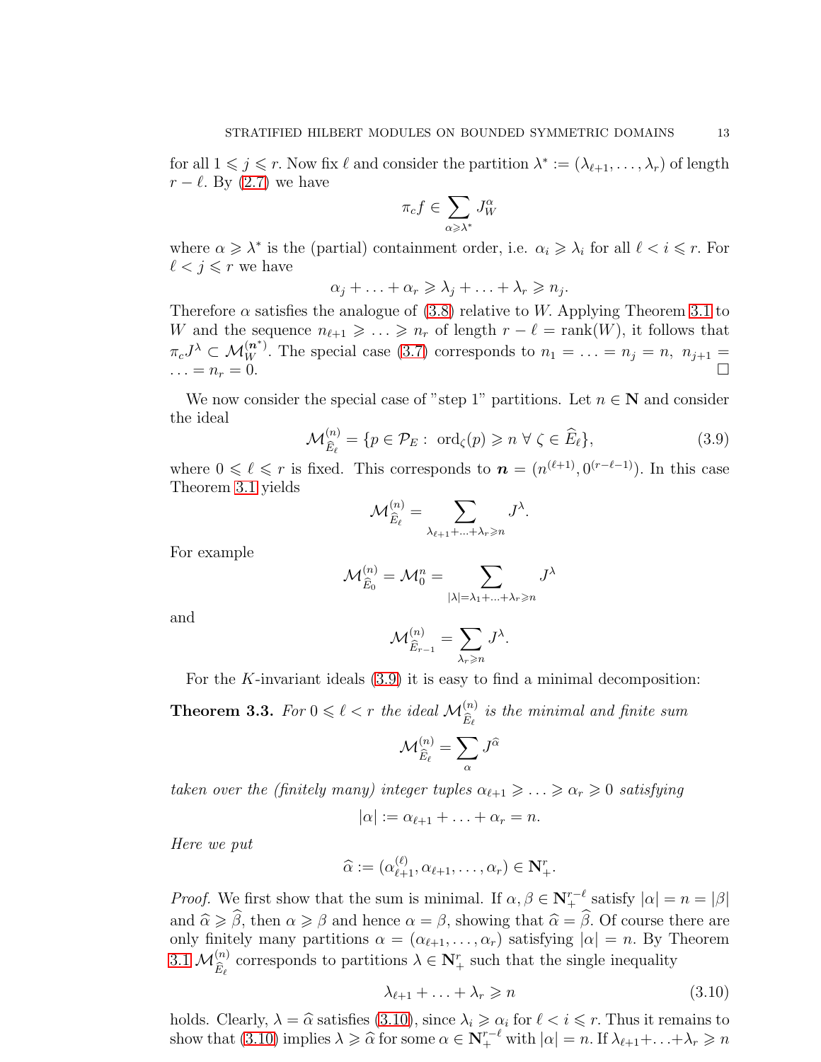for all $1 \leqslant j \leqslant r$. Now fix $\ell$ and consider the partition $\lambda^* := (\lambda_{\ell+1}, \ldots, \lambda_r)$ of length $r - \ell$. By (2.7) we have

$$\pi_c f \in \sum_{\alpha \geqslant \lambda^*} J_W^\alpha$$

where $\alpha \geqslant \lambda^*$ is the (partial) containment order, i.e. $\alpha_i \geqslant \lambda_i$ for all $\ell < i \leqslant r$. For $\ell < j \leqslant r$ we have

$$\alpha_j + \ldots + \alpha_r \geqslant \lambda_j + \ldots + \lambda_r \geqslant n_j.$$

Therefore $\alpha$ satisfies the analogue of (3.8) relative to $W$. Applying Theorem 3.1 to $W$ and the sequence $n_{\ell+1} \geqslant \ldots \geqslant n_r$ of length $r - \ell = \mathrm{rank}(W)$, it follows that $\pi_c J^\lambda \subset \mathcal{M}_W^{(\boldsymbol{n}^*)}$. The special case (3.7) corresponds to $n_1 = \ldots = n_j = n,\ n_{j+1} = \ldots = n_r = 0$. $\square$

We now consider the special case of "step 1" partitions. Let $n \in \mathbf{N}$ and consider the ideal

$$\mathcal{M}_{\widehat{E}_\ell}^{(n)} = \{p \in \mathcal{P}_E : \ \mathrm{ord}_\zeta(p) \geqslant n \ \forall \ \zeta \in \widehat{E}_\ell\}, \tag{3.9}$$

where $0 \leqslant \ell \leqslant r$ is fixed. This corresponds to $\boldsymbol{n} = (n^{(\ell+1)}, 0^{(r-\ell-1)})$. In this case Theorem 3.1 yields

$$\mathcal{M}_{\widehat{E}_\ell}^{(n)} = \sum_{\lambda_{\ell+1} + \ldots + \lambda_r \geqslant n} J^\lambda.$$

For example

$$\mathcal{M}_{\widehat{E}_0}^{(n)} = \mathcal{M}_0^n = \sum_{|\lambda| = \lambda_1 + \ldots + \lambda_r \geqslant n} J^\lambda$$

and

$$\mathcal{M}_{\widehat{E}_{r-1}}^{(n)} = \sum_{\lambda_r \geqslant n} J^\lambda.$$

For the $K$-invariant ideals (3.9) it is easy to find a minimal decomposition:

**Theorem 3.3.** *For $0 \leqslant \ell < r$ the ideal $\mathcal{M}_{\widehat{E}_\ell}^{(n)}$ is the minimal and finite sum*

$$\mathcal{M}_{\widehat{E}_\ell}^{(n)} = \sum_\alpha J^{\widehat{\alpha}}$$

*taken over the (finitely many) integer tuples $\alpha_{\ell+1} \geqslant \ldots \geqslant \alpha_r \geqslant 0$ satisfying*

$$|\alpha| := \alpha_{\ell+1} + \ldots + \alpha_r = n.$$

*Here we put*

$$\widehat{\alpha} := (\alpha_{\ell+1}^{(\ell)}, \alpha_{\ell+1}, \ldots, \alpha_r) \in \mathbf{N}_+^r.$$

*Proof.* We first show that the sum is minimal. If $\alpha, \beta \in \mathbf{N}_+^{r-\ell}$ satisfy $|\alpha| = n = |\beta|$ and $\widehat{\alpha} \geqslant \widehat{\beta}$, then $\alpha \geqslant \beta$ and hence $\alpha = \beta$, showing that $\widehat{\alpha} = \widehat{\beta}$. Of course there are only finitely many partitions $\alpha = (\alpha_{\ell+1}, \ldots, \alpha_r)$ satisfying $|\alpha| = n$. By Theorem 3.1 $\mathcal{M}_{\widehat{E}_\ell}^{(n)}$ corresponds to partitions $\lambda \in \mathbf{N}_+^r$ such that the single inequality

$$\lambda_{\ell+1} + \ldots + \lambda_r \geqslant n \tag{3.10}$$

holds. Clearly, $\lambda = \widehat{\alpha}$ satisfies (3.10), since $\lambda_i \geqslant \alpha_i$ for $\ell < i \leqslant r$. Thus it remains to show that (3.10) implies $\lambda \geqslant \widehat{\alpha}$ for some $\alpha \in \mathbf{N}_+^{r-\ell}$ with $|\alpha| = n$. If $\lambda_{\ell+1} + \ldots + \lambda_r \geqslant n$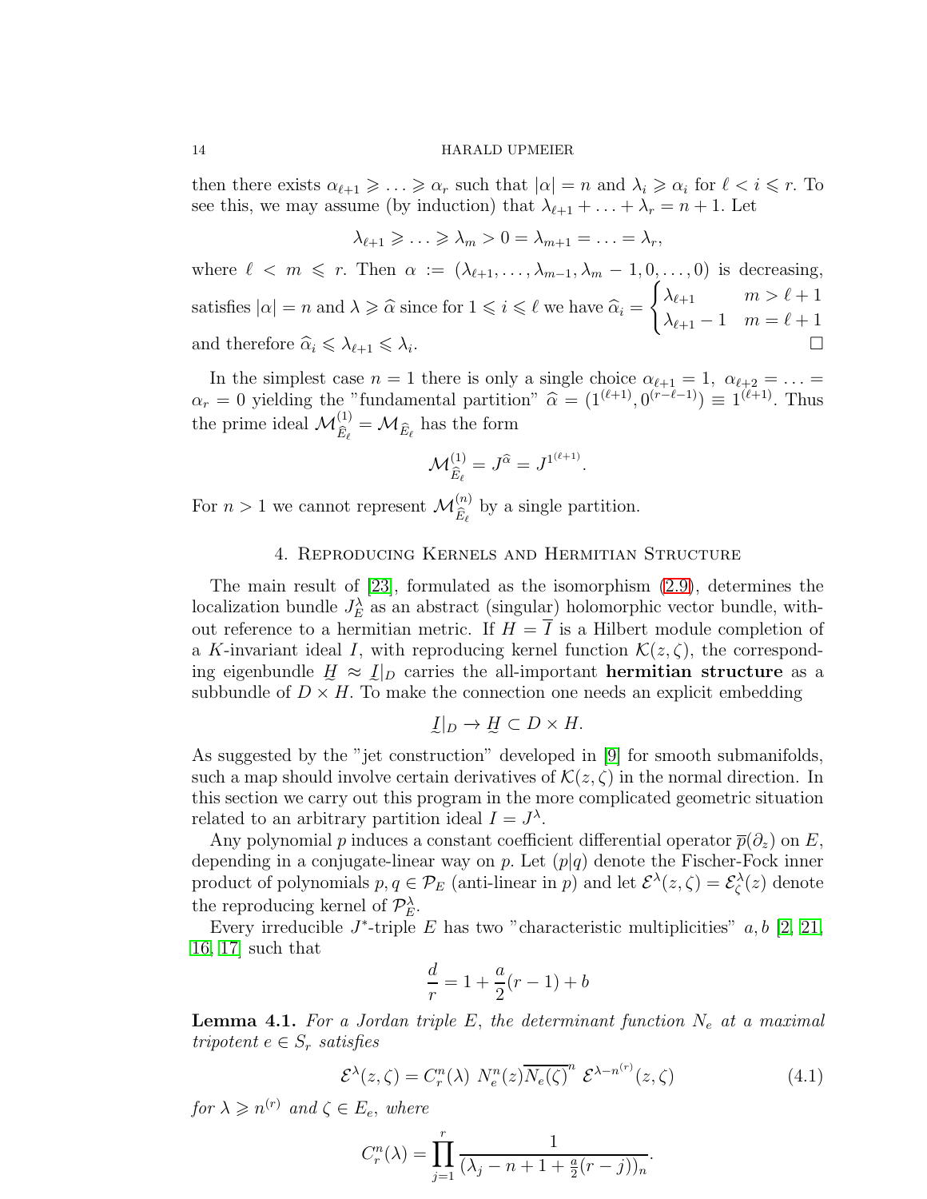then there exists $\alpha_{\ell+1} \geqslant \ldots \geqslant \alpha_r$ such that $|\alpha| = n$ and $\lambda_i \geqslant \alpha_i$ for $\ell < i \leqslant r$. To see this, we may assume (by induction) that $\lambda_{\ell+1} + \ldots + \lambda_r = n + 1$. Let

$$\lambda_{\ell+1} \geqslant \ldots \geqslant \lambda_m > 0 = \lambda_{m+1} = \ldots = \lambda_r,$$

where $\ell < m \leqslant r$. Then $\alpha := (\lambda_{\ell+1}, \ldots, \lambda_{m-1}, \lambda_m - 1, 0, \ldots, 0)$ is decreasing, satisfies $|\alpha| = n$ and $\lambda \geqslant \widehat{\alpha}$ since for $1 \leqslant i \leqslant \ell$ we have $\widehat{\alpha}_i = \begin{cases} \lambda_{\ell+1} & m > \ell + 1 \\ \lambda_{\ell+1} - 1 & m = \ell + 1 \end{cases}$ and therefore $\widehat{\alpha}_i \leqslant \lambda_{\ell+1} \leqslant \lambda_i$. □

In the simplest case $n = 1$ there is only a single choice $\alpha_{\ell+1} = 1$, $\alpha_{\ell+2} = \ldots = \alpha_r = 0$ yielding the "fundamental partition" $\widehat{\alpha} = (1^{(\ell+1)}, 0^{(r-\ell-1)}) \equiv 1^{(\ell+1)}$. Thus the prime ideal $\mathcal{M}^{(1)}_{\widehat{E}_\ell} = \mathcal{M}_{\widehat{E}_\ell}$ has the form

$$\mathcal{M}^{(1)}_{\widehat{E}_\ell} = J^{\widehat{\alpha}} = J^{1^{(\ell+1)}}.$$

For $n > 1$ we cannot represent $\mathcal{M}^{(n)}_{\widehat{E}_\ell}$ by a single partition.

## 4. Reproducing Kernels and Hermitian Structure

The main result of [23], formulated as the isomorphism (2.9), determines the localization bundle $J^\lambda_E$ as an abstract (singular) holomorphic vector bundle, without reference to a hermitian metric. If $H = \overline{I}$ is a Hilbert module completion of a $K$-invariant ideal $I$, with reproducing kernel function $\mathcal{K}(z,\zeta)$, the corresponding eigenbundle $\underset{\sim}{H} \approx \underset{\sim}{I}|_D$ carries the all-important **hermitian structure** as a subbundle of $D \times H$. To make the connection one needs an explicit embedding

$$\underset{\sim}{I}|_D \to \underset{\sim}{H} \subset D \times H.$$

As suggested by the "jet construction" developed in [9] for smooth submanifolds, such a map should involve certain derivatives of $\mathcal{K}(z,\zeta)$ in the normal direction. In this section we carry out this program in the more complicated geometric situation related to an arbitrary partition ideal $I = J^\lambda$.

Any polynomial $p$ induces a constant coefficient differential operator $\overline{p}(\partial_z)$ on $E$, depending in a conjugate-linear way on $p$. Let $(p|q)$ denote the Fischer-Fock inner product of polynomials $p, q \in \mathcal{P}_E$ (anti-linear in $p$) and let $\mathcal{E}^\lambda(z,\zeta) = \mathcal{E}^\lambda_\zeta(z)$ denote the reproducing kernel of $\mathcal{P}^\lambda_E$.

Every irreducible $J^*$-triple $E$ has two "characteristic multiplicities" $a, b$ [2, 21, 16, 17] such that

$$\frac{d}{r} = 1 + \frac{a}{2}(r-1) + b$$

**Lemma 4.1.** *For a Jordan triple $E$, the determinant function $N_e$ at a maximal tripotent $e \in S_r$ satisfies*

$$\mathcal{E}^\lambda(z,\zeta) = C^n_r(\lambda)\ N^n_e(z)\overline{N_e(\zeta)}^n\ \mathcal{E}^{\lambda - n^{(r)}}(z,\zeta) \tag{4.1}$$

*for $\lambda \geqslant n^{(r)}$ and $\zeta \in E_e$, where*

$$C^n_r(\lambda) = \prod_{j=1}^r \frac{1}{(\lambda_j - n + 1 + \frac{a}{2}(r-j))_n}.$$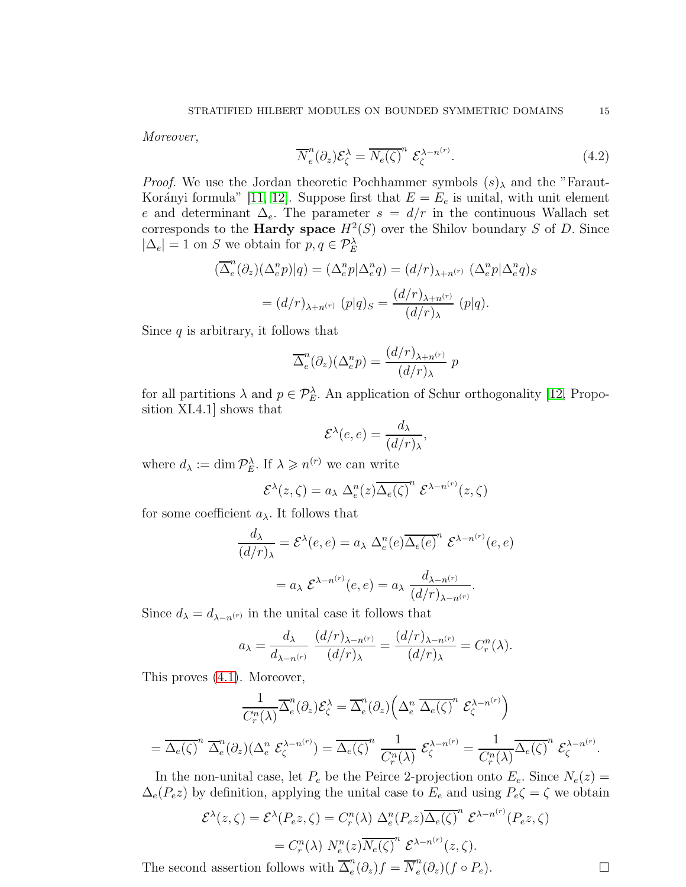*Moreover,*

$$\overline{N}_e^n(\partial_z)\mathcal{E}_\zeta^\lambda = \overline{N_e(\zeta)}^n \ \mathcal{E}_\zeta^{\lambda - n^{(r)}}. \tag{4.2}$$

*Proof.* We use the Jordan theoretic Pochhammer symbols $(s)_\lambda$ and the "Faraut-Korányi formula" [11, 12]. Suppose first that $E = E_e$ is unital, with unit element $e$ and determinant $\Delta_e$. The parameter $s = d/r$ in the continuous Wallach set corresponds to the **Hardy space** $H^2(S)$ over the Shilov boundary $S$ of $D$. Since $|\Delta_e| = 1$ on $S$ we obtain for $p, q \in \mathcal{P}_E^\lambda$

$$(\overline{\Delta}_e^n(\partial_z)(\Delta_e^n p)|q) = (\Delta_e^n p|\Delta_e^n q) = (d/r)_{\lambda+n^{(r)}} \ (\Delta_e^n p|\Delta_e^n q)_S$$

$$= (d/r)_{\lambda+n^{(r)}} \ (p|q)_S = \frac{(d/r)_{\lambda+n^{(r)}}}{(d/r)_\lambda} \ (p|q).$$

Since $q$ is arbitrary, it follows that

$$\overline{\Delta}_e^n(\partial_z)(\Delta_e^n p) = \frac{(d/r)_{\lambda+n^{(r)}}}{(d/r)_\lambda} \ p$$

for all partitions $\lambda$ and $p \in \mathcal{P}_E^\lambda$. An application of Schur orthogonality [12, Proposition XI.4.1] shows that

$$\mathcal{E}^\lambda(e,e) = \frac{d_\lambda}{(d/r)_\lambda},$$

where $d_\lambda := \dim \mathcal{P}_E^\lambda$. If $\lambda \geqslant n^{(r)}$ we can write

$$\mathcal{E}^\lambda(z,\zeta) = a_\lambda \ \Delta_e^n(z)\overline{\Delta_e(\zeta)}^n \ \mathcal{E}^{\lambda-n^{(r)}}(z,\zeta)$$

for some coefficient $a_\lambda$. It follows that

$$\frac{d_\lambda}{(d/r)_\lambda} = \mathcal{E}^\lambda(e,e) = a_\lambda \ \Delta_e^n(e)\overline{\Delta_e(e)}^n \ \mathcal{E}^{\lambda-n^{(r)}}(e,e)$$

$$= a_\lambda \ \mathcal{E}^{\lambda-n^{(r)}}(e,e) = a_\lambda \ \frac{d_{\lambda-n^{(r)}}}{(d/r)_{\lambda-n^{(r)}}}.$$

Since $d_\lambda = d_{\lambda-n^{(r)}}$ in the unital case it follows that

$$a_\lambda = \frac{d_\lambda}{d_{\lambda-n^{(r)}}} \ \frac{(d/r)_{\lambda-n^{(r)}}}{(d/r)_\lambda} = \frac{(d/r)_{\lambda-n^{(r)}}}{(d/r)_\lambda} = C_r^n(\lambda).$$

This proves (4.1). Moreover,

$$\frac{1}{C_r^n(\lambda)}\overline{\Delta}_e^n(\partial_z)\mathcal{E}_\zeta^\lambda = \overline{\Delta}_e^n(\partial_z)\Big(\Delta_e^n \ \overline{\Delta_e(\zeta)}^n \ \mathcal{E}_\zeta^{\lambda-n^{(r)}}\Big)$$

$$= \overline{\Delta_e(\zeta)}^n \ \overline{\Delta}_e^n(\partial_z)(\Delta_e^n \ \mathcal{E}_\zeta^{\lambda-n^{(r)}}) = \overline{\Delta_e(\zeta)}^n \ \frac{1}{C_r^n(\lambda)} \ \mathcal{E}_\zeta^{\lambda-n^{(r)}} = \frac{1}{C_r^n(\lambda)}\overline{\Delta_e(\zeta)}^n \ \mathcal{E}_\zeta^{\lambda-n^{(r)}}.$$

In the non-unital case, let $P_e$ be the Peirce 2-projection onto $E_e$. Since $N_e(z) = \Delta_e(P_e z)$ by definition, applying the unital case to $E_e$ and using $P_e\zeta = \zeta$ we obtain

$$\mathcal{E}^\lambda(z,\zeta) = \mathcal{E}^\lambda(P_e z,\zeta) = C_r^n(\lambda) \ \Delta_e^n(P_e z)\overline{\Delta_e(\zeta)}^n \ \mathcal{E}^{\lambda-n^{(r)}}(P_e z,\zeta)$$

$$= C_r^n(\lambda) \ N_e^n(z)\overline{N_e(\zeta)}^n \ \mathcal{E}^{\lambda-n^{(r)}}(z,\zeta).$$

The second assertion follows with $\overline{\Delta}_e^n(\partial_z)f = \overline{N}_e^n(\partial_z)(f \circ P_e)$. $\square$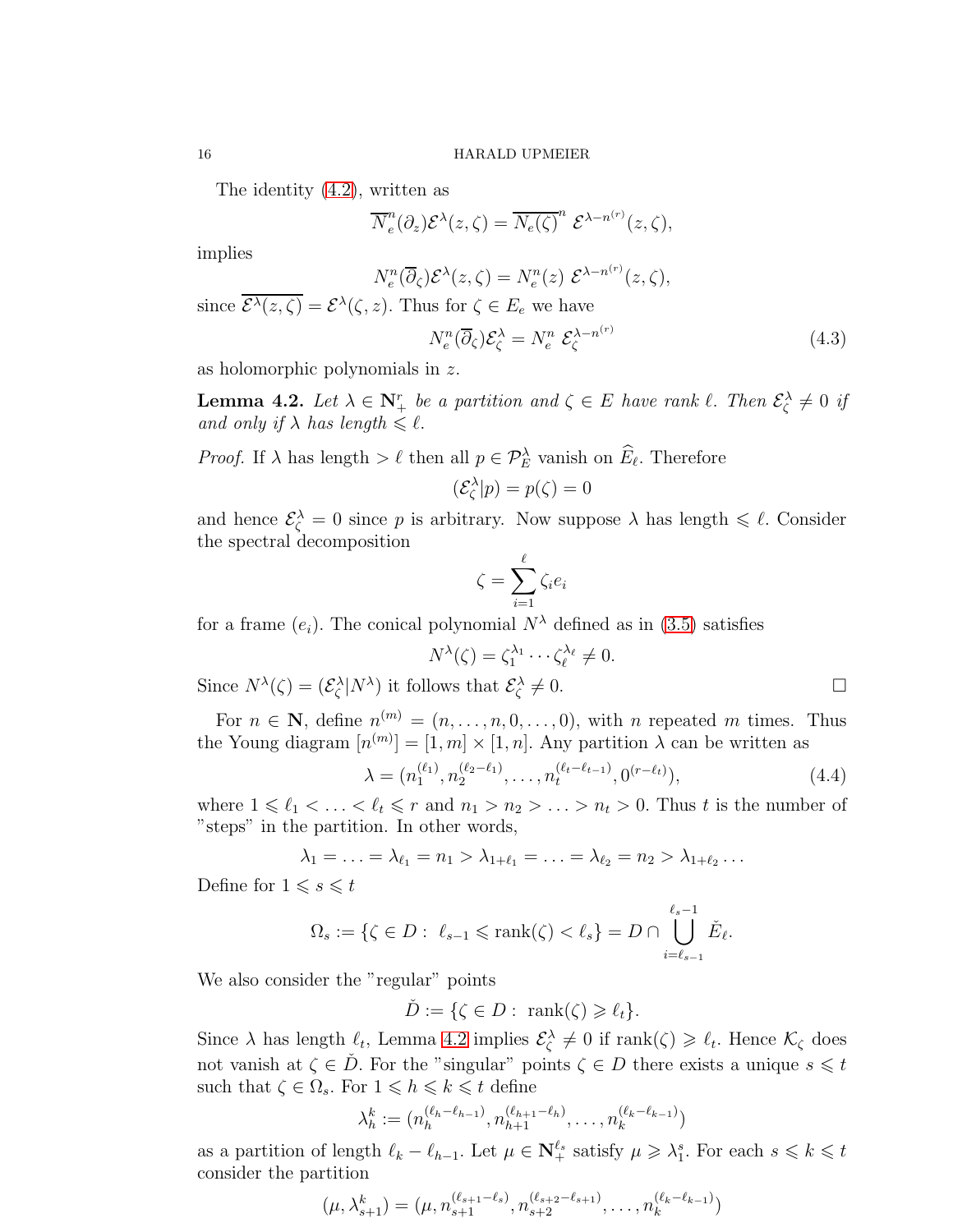The identity (4.2), written as

$$\overline{N}_e^n(\partial_z)\mathcal{E}^\lambda(z,\zeta) = \overline{N_e(\zeta)}^n\ \mathcal{E}^{\lambda - n^{(r)}}(z,\zeta),$$

implies

$$N_e^n(\overline{\partial}_\zeta)\mathcal{E}^\lambda(z,\zeta) = N_e^n(z)\ \mathcal{E}^{\lambda - n^{(r)}}(z,\zeta),$$

since $\overline{\mathcal{E}^\lambda(z,\zeta)} = \mathcal{E}^\lambda(\zeta,z)$. Thus for $\zeta \in E_e$ we have

$$N_e^n(\overline{\partial}_\zeta)\mathcal{E}_\zeta^\lambda = N_e^n\ \mathcal{E}_\zeta^{\lambda - n^{(r)}} \tag{4.3}$$

as holomorphic polynomials in $z$.

**Lemma 4.2.** *Let $\lambda \in \mathbf{N}_+^r$ be a partition and $\zeta \in E$ have rank $\ell$. Then $\mathcal{E}_\zeta^\lambda \neq 0$ if and only if $\lambda$ has length $\leqslant \ell$.*

*Proof.* If $\lambda$ has length $> \ell$ then all $p \in \mathcal{P}_E^\lambda$ vanish on $\widehat{E}_\ell$. Therefore

$$(\mathcal{E}_\zeta^\lambda | p) = p(\zeta) = 0$$

and hence $\mathcal{E}_\zeta^\lambda = 0$ since $p$ is arbitrary. Now suppose $\lambda$ has length $\leqslant \ell$. Consider the spectral decomposition

$$\zeta = \sum_{i=1}^{\ell} \zeta_i e_i$$

for a frame $(e_i)$. The conical polynomial $N^\lambda$ defined as in (3.5) satisfies

$$N^\lambda(\zeta) = \zeta_1^{\lambda_1} \cdots \zeta_\ell^{\lambda_\ell} \neq 0.$$

Since $N^\lambda(\zeta) = (\mathcal{E}_\zeta^\lambda | N^\lambda)$ it follows that $\mathcal{E}_\zeta^\lambda \neq 0$. $\square$

For $n \in \mathbf{N}$, define $n^{(m)} = (n, \ldots, n, 0, \ldots, 0)$, with $n$ repeated $m$ times. Thus the Young diagram $[n^{(m)}] = [1,m] \times [1,n]$. Any partition $\lambda$ can be written as

$$\lambda = (n_1^{(\ell_1)}, n_2^{(\ell_2 - \ell_1)}, \ldots, n_t^{(\ell_t - \ell_{t-1})}, 0^{(r-\ell_t)}), \tag{4.4}$$

where $1 \leqslant \ell_1 < \ldots < \ell_t \leqslant r$ and $n_1 > n_2 > \ldots > n_t > 0$. Thus $t$ is the number of "steps" in the partition. In other words,

$$\lambda_1 = \ldots = \lambda_{\ell_1} = n_1 > \lambda_{1+\ell_1} = \ldots = \lambda_{\ell_2} = n_2 > \lambda_{1+\ell_2} \ldots$$

Define for $1 \leqslant s \leqslant t$

$$\Omega_s := \{\zeta \in D :\ \ell_{s-1} \leqslant \mathrm{rank}(\zeta) < \ell_s\} = D \cap \bigcup_{i=\ell_{s-1}}^{\ell_s - 1} \check{E}_\ell.$$

We also consider the "regular" points

$$\check{D} := \{\zeta \in D :\ \mathrm{rank}(\zeta) \geqslant \ell_t\}.$$

Since $\lambda$ has length $\ell_t$, Lemma 4.2 implies $\mathcal{E}_\zeta^\lambda \neq 0$ if $\mathrm{rank}(\zeta) \geqslant \ell_t$. Hence $\mathcal{K}_\zeta$ does not vanish at $\zeta \in \check{D}$. For the "singular" points $\zeta \in D$ there exists a unique $s \leqslant t$ such that $\zeta \in \Omega_s$. For $1 \leqslant h \leqslant k \leqslant t$ define

$$\lambda_h^k := (n_h^{(\ell_h - \ell_{h-1})}, n_{h+1}^{(\ell_{h+1} - \ell_h)}, \ldots, n_k^{(\ell_k - \ell_{k-1})})$$

as a partition of length $\ell_k - \ell_{h-1}$. Let $\mu \in \mathbf{N}_+^{\ell_s}$ satisfy $\mu \geqslant \lambda_1^s$. For each $s \leqslant k \leqslant t$ consider the partition

$$(\mu, \lambda_{s+1}^k) = (\mu, n_{s+1}^{(\ell_{s+1} - \ell_s)}, n_{s+2}^{(\ell_{s+2} - \ell_{s+1})}, \ldots, n_k^{(\ell_k - \ell_{k-1})})$$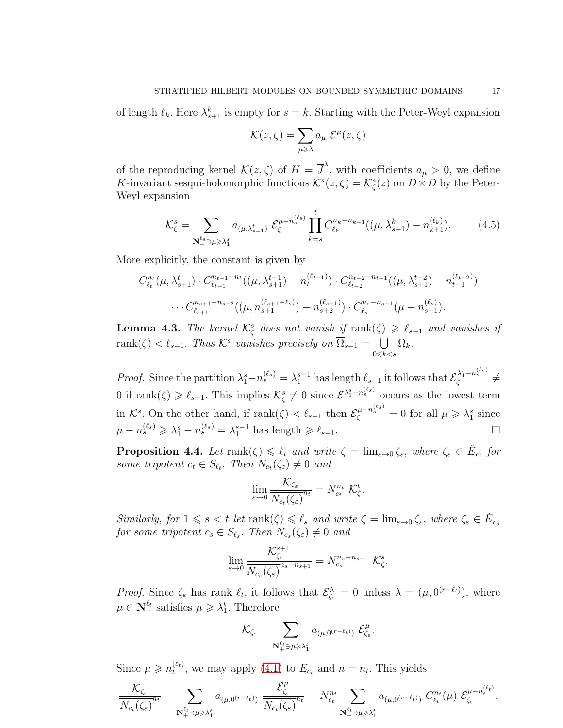of length $\ell_k$. Here $\lambda_{s+1}^k$ is empty for $s = k$. Starting with the Peter-Weyl expansion

$$\mathcal{K}(z,\zeta) = \sum_{\mu \geqslant \lambda} a_\mu \, \mathcal{E}^\mu(z,\zeta)$$

of the reproducing kernel $\mathcal{K}(z,\zeta)$ of $H = \overline{\mathcal{J}}^\lambda$, with coefficients $a_\mu > 0$, we define $K$-invariant sesqui-holomorphic functions $\mathcal{K}^s(z,\zeta) = \mathcal{K}^s_\zeta(z)$ on $D \times D$ by the Peter-Weyl expansion

$$\mathcal{K}^s_\zeta = \sum_{\mathbf{N}_+^{\ell_s} \ni \mu \geqslant \lambda_1^s} a_{(\mu,\lambda_{s+1}^t)} \, \mathcal{E}_\zeta^{\mu - n_s^{(\ell_s)}} \prod_{k=s}^t C_{\ell_k}^{n_k - n_{k+1}}((\mu,\lambda_{s+1}^k) - n_{k+1}^{(\ell_k)}). \tag{4.5}$$

More explicitly, the constant is given by

$$C_{\ell_t}^{n_t}(\mu,\lambda_{s+1}^t) \cdot C_{\ell_{t-1}}^{n_{t-1}-n_t}((\mu,\lambda_{s+1}^{t-1}) - n_t^{(\ell_{t-1})}) \cdot C_{\ell_{t-2}}^{n_{t-2}-n_{t-1}}((\mu,\lambda_{s+1}^{t-2}) - n_{t-1}^{(\ell_{t-2})})$$

$$\cdots C_{\ell_{s+1}}^{n_{s+1}-n_{s+2}}((\mu, n_{s+1}^{(\ell_{s+1}-\ell_s)}) - n_{s+2}^{(\ell_{s+1})}) \cdot C_{\ell_s}^{n_s - n_{s+1}}(\mu - n_{s+1}^{(\ell_s)}).$$

**Lemma 4.3.** *The kernel $\mathcal{K}^s_\zeta$ does not vanish if $\operatorname{rank}(\zeta) \geqslant \ell_{s-1}$ and vanishes if $\operatorname{rank}(\zeta) < \ell_{s-1}$. Thus $\mathcal{K}^s$ vanishes precisely on $\overline{\Omega}_{s-1} = \bigcup_{0 \leqslant k < s} \Omega_k$.*

*Proof.* Since the partition $\lambda_1^s - n_s^{(\ell_s)} = \lambda_1^{s-1}$ has length $\ell_{s-1}$ it follows that $\mathcal{E}_\zeta^{\lambda_1^s - n_s^{(\ell_s)}} \neq 0$ if $\operatorname{rank}(\zeta) \geqslant \ell_{s-1}$. This implies $\mathcal{K}^s_\zeta \neq 0$ since $\mathcal{E}^{\lambda_1^s - n_s^{(\ell_s)}}$ occurs as the lowest term in $\mathcal{K}^s$. On the other hand, if $\operatorname{rank}(\zeta) < \ell_{s-1}$ then $\mathcal{E}_\zeta^{\mu - n_s^{(\ell_s)}} = 0$ for all $\mu \geqslant \lambda_1^s$ since $\mu - n_s^{(\ell_s)} \geqslant \lambda_1^s - n_s^{(\ell_s)} = \lambda_1^{s-1}$ has length $\geqslant \ell_{s-1}$. □

**Proposition 4.4.** *Let $\operatorname{rank}(\zeta) \leqslant \ell_t$ and write $\zeta = \lim_{\varepsilon \to 0} \zeta_\varepsilon$, where $\zeta_\varepsilon \in \check{E}_{c_t}$ for some tripotent $c_t \in S_{\ell_t}$. Then $N_{c_t}(\zeta_\varepsilon) \neq 0$ and*

$$\lim_{\varepsilon \to 0} \frac{\mathcal{K}_{\zeta_\varepsilon}}{\overline{N_{c_t}(\zeta_\varepsilon)}^{n_t}} = N_{c_t}^{n_t} \, \mathcal{K}^t_\zeta.$$

*Similarly, for $1 \leqslant s < t$ let $\operatorname{rank}(\zeta) \leqslant \ell_s$ and write $\zeta = \lim_{\varepsilon \to 0} \zeta_\varepsilon$, where $\zeta_\varepsilon \in \check{E}_{c_s}$ for some tripotent $c_s \in S_{\ell_s}$. Then $N_{c_s}(\zeta_\varepsilon) \neq 0$ and*

$$\lim_{\varepsilon \to 0} \frac{\mathcal{K}^{s+1}_{\zeta_\varepsilon}}{\overline{N_{c_s}(\zeta_\varepsilon)}^{n_s - n_{s+1}}} = N_{c_s}^{n_s - n_{s+1}} \, \mathcal{K}^s_\zeta.$$

*Proof.* Since $\zeta_\varepsilon$ has rank $\ell_t$, it follows that $\mathcal{E}^\lambda_{\zeta_\varepsilon} = 0$ unless $\lambda = (\mu, 0^{(r-\ell_t)})$, where $\mu \in \mathbf{N}_+^{\ell_t}$ satisfies $\mu \geqslant \lambda_1^t$. Therefore

$$\mathcal{K}_{\zeta_\varepsilon} = \sum_{\mathbf{N}_+^{\ell_t} \ni \mu \geqslant \lambda_1^t} a_{(\mu,0^{(r-\ell_t)})} \, \mathcal{E}^\mu_{\zeta_\varepsilon}.$$

Since $\mu \geqslant n_t^{(\ell_t)}$, we may apply (4.1) to $E_{c_t}$ and $n = n_t$. This yields

$$\frac{\mathcal{K}_{\zeta_\varepsilon}}{\overline{N_{c_t}(\zeta_\varepsilon)}^{n_t}} = \sum_{\mathbf{N}_+^{\ell_t} \ni \mu \geqslant \lambda_1^t} a_{(\mu,0^{(r-\ell_t)})} \, \frac{\mathcal{E}^\mu_{\zeta_\varepsilon}}{\overline{N_{c_t}(\zeta_\varepsilon)}^{n_t}} = N_{c_t}^{n_t} \sum_{\mathbf{N}_+^{\ell_t} \ni \mu \geqslant \lambda_1^t} a_{(\mu,0^{(r-\ell_t)})} \, C_{\ell_t}^{n_t}(\mu) \, \mathcal{E}_{\zeta_\varepsilon}^{\mu - n_t^{(\ell_t)}}.$$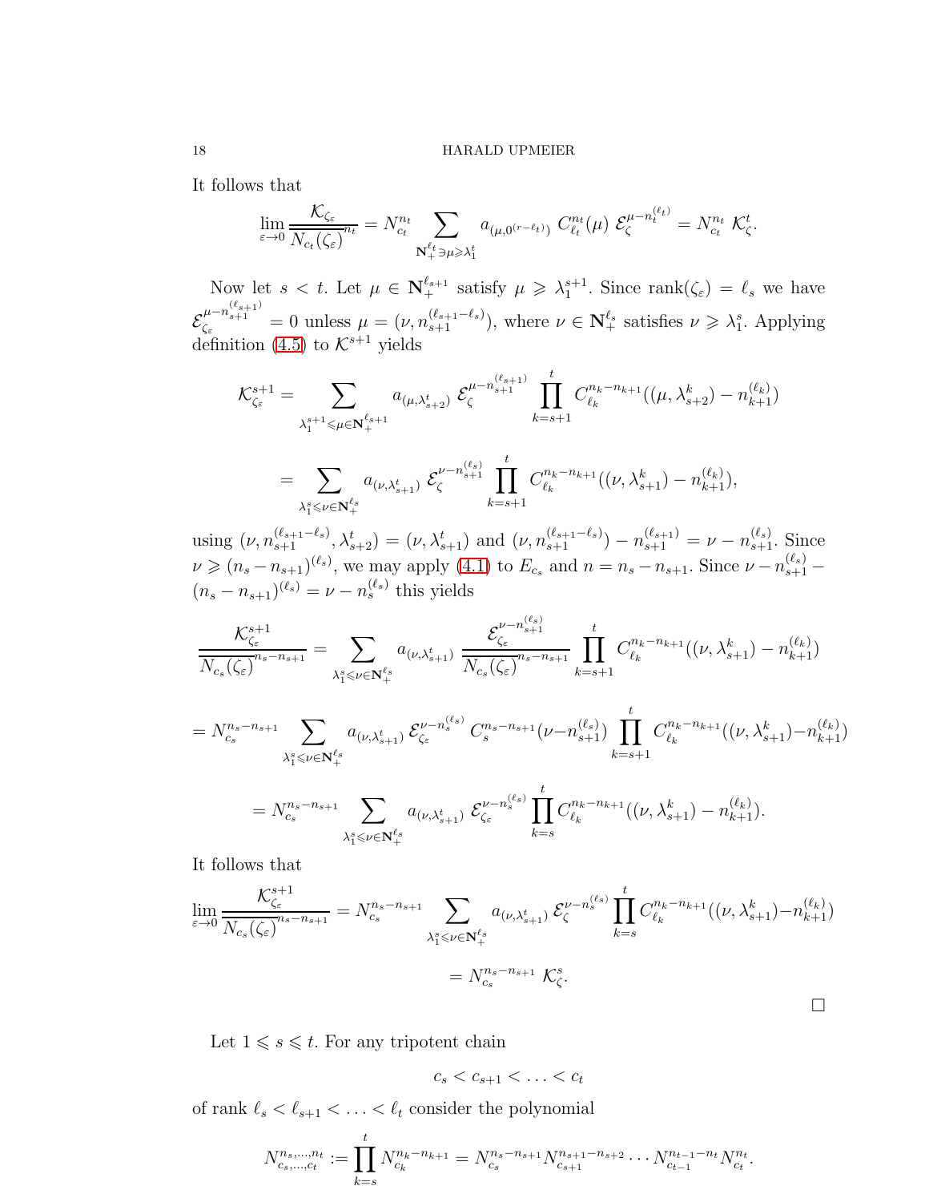It follows that

$$\lim_{\varepsilon\to 0}\frac{\mathcal{K}_{\zeta_\varepsilon}}{\overline{N_{c_t}(\zeta_\varepsilon)}^{n_t}} = N_{c_t}^{n_t}\sum_{\mathbf{N}_+^{\ell_t}\ni\mu\geqslant\lambda_1^t} a_{(\mu,0^{(r-\ell_t)})}\ C_{\ell_t}^{n_t}(\mu)\ \mathcal{E}_\zeta^{\mu-n_t^{(\ell_t)}} = N_{c_t}^{n_t}\ \mathcal{K}_\zeta^t.$$

Now let $s<t$. Let $\mu\in\mathbf{N}_+^{\ell_{s+1}}$ satisfy $\mu\geqslant\lambda_1^{s+1}$. Since $\mathrm{rank}(\zeta_\varepsilon)=\ell_s$ we have $\mathcal{E}_{\zeta_\varepsilon}^{\mu-n_{s+1}^{(\ell_{s+1})}}=0$ unless $\mu=(\nu,n_{s+1}^{(\ell_{s+1}-\ell_s)})$, where $\nu\in\mathbf{N}_+^{\ell_s}$ satisfies $\nu\geqslant\lambda_1^s$. Applying definition (4.5) to $\mathcal{K}^{s+1}$ yields

$$\mathcal{K}_{\zeta_\varepsilon}^{s+1} = \sum_{\lambda_1^{s+1}\leqslant\mu\in\mathbf{N}_+^{\ell_{s+1}}} a_{(\mu,\lambda_{s+2}^t)}\ \mathcal{E}_\zeta^{\mu-n_{s+1}^{(\ell_{s+1})}}\prod_{k=s+1}^t C_{\ell_k}^{n_k-n_{k+1}}((\mu,\lambda_{s+2}^k)-n_{k+1}^{(\ell_k)})$$

$$= \sum_{\lambda_1^s\leqslant\nu\in\mathbf{N}_+^{\ell_s}} a_{(\nu,\lambda_{s+1}^t)}\ \mathcal{E}_\zeta^{\nu-n_{s+1}^{(\ell_s)}}\prod_{k=s+1}^t C_{\ell_k}^{n_k-n_{k+1}}((\nu,\lambda_{s+1}^k)-n_{k+1}^{(\ell_k)}),$$

using $(\nu,n_{s+1}^{(\ell_{s+1}-\ell_s)},\lambda_{s+2}^t)=(\nu,\lambda_{s+1}^t)$ and $(\nu,n_{s+1}^{(\ell_{s+1}-\ell_s)})-n_{s+1}^{(\ell_{s+1})}=\nu-n_{s+1}^{(\ell_s)}$. Since $\nu\geqslant(n_s-n_{s+1})^{(\ell_s)}$, we may apply (4.1) to $E_{c_s}$ and $n=n_s-n_{s+1}$. Since $\nu-n_{s+1}^{(\ell_s)}-(n_s-n_{s+1})^{(\ell_s)}=\nu-n_s^{(\ell_s)}$ this yields

$$\frac{\mathcal{K}_{\zeta_\varepsilon}^{s+1}}{\overline{N_{c_s}(\zeta_\varepsilon)}^{n_s-n_{s+1}}} = \sum_{\lambda_1^s\leqslant\nu\in\mathbf{N}_+^{\ell_s}} a_{(\nu,\lambda_{s+1}^t)}\ \frac{\mathcal{E}_{\zeta_\varepsilon}^{\nu-n_{s+1}^{(\ell_s)}}}{\overline{N_{c_s}(\zeta_\varepsilon)}^{n_s-n_{s+1}}}\prod_{k=s+1}^t C_{\ell_k}^{n_k-n_{k+1}}((\nu,\lambda_{s+1}^k)-n_{k+1}^{(\ell_k)})$$

$$= N_{c_s}^{n_s-n_{s+1}}\sum_{\lambda_1^s\leqslant\nu\in\mathbf{N}_+^{\ell_s}} a_{(\nu,\lambda_{s+1}^t)}\ \mathcal{E}_{\zeta_\varepsilon}^{\nu-n_s^{(\ell_s)}}\ C_s^{n_s-n_{s+1}}(\nu-n_{s+1}^{(\ell_s)})\prod_{k=s+1}^t C_{\ell_k}^{n_k-n_{k+1}}((\nu,\lambda_{s+1}^k)-n_{k+1}^{(\ell_k)})$$

$$= N_{c_s}^{n_s-n_{s+1}}\sum_{\lambda_1^s\leqslant\nu\in\mathbf{N}_+^{\ell_s}} a_{(\nu,\lambda_{s+1}^t)}\ \mathcal{E}_{\zeta_\varepsilon}^{\nu-n_s^{(\ell_s)}}\prod_{k=s}^t C_{\ell_k}^{n_k-n_{k+1}}((\nu,\lambda_{s+1}^k)-n_{k+1}^{(\ell_k)}).$$

It follows that

$$\lim_{\varepsilon\to 0}\frac{\mathcal{K}_{\zeta_\varepsilon}^{s+1}}{\overline{N_{c_s}(\zeta_\varepsilon)}^{n_s-n_{s+1}}} = N_{c_s}^{n_s-n_{s+1}}\sum_{\lambda_1^s\leqslant\nu\in\mathbf{N}_+^{\ell_s}} a_{(\nu,\lambda_{s+1}^t)}\ \mathcal{E}_\zeta^{\nu-n_s^{(\ell_s)}}\prod_{k=s}^t C_{\ell_k}^{n_k-n_{k+1}}((\nu,\lambda_{s+1}^k)-n_{k+1}^{(\ell_k)})$$

$$= N_{c_s}^{n_s-n_{s+1}}\ \mathcal{K}_\zeta^s.$$

□

Let $1\leqslant s\leqslant t$. For any tripotent chain

$$c_s<c_{s+1}<\ldots<c_t$$

of rank $\ell_s<\ell_{s+1}<\ldots<\ell_t$ consider the polynomial

$$N_{c_s,\ldots,c_t}^{n_s,\ldots,n_t} := \prod_{k=s}^t N_{c_k}^{n_k-n_{k+1}} = N_{c_s}^{n_s-n_{s+1}}N_{c_{s+1}}^{n_{s+1}-n_{s+2}}\cdots N_{c_{t-1}}^{n_{t-1}-n_t}N_{c_t}^{n_t}.$$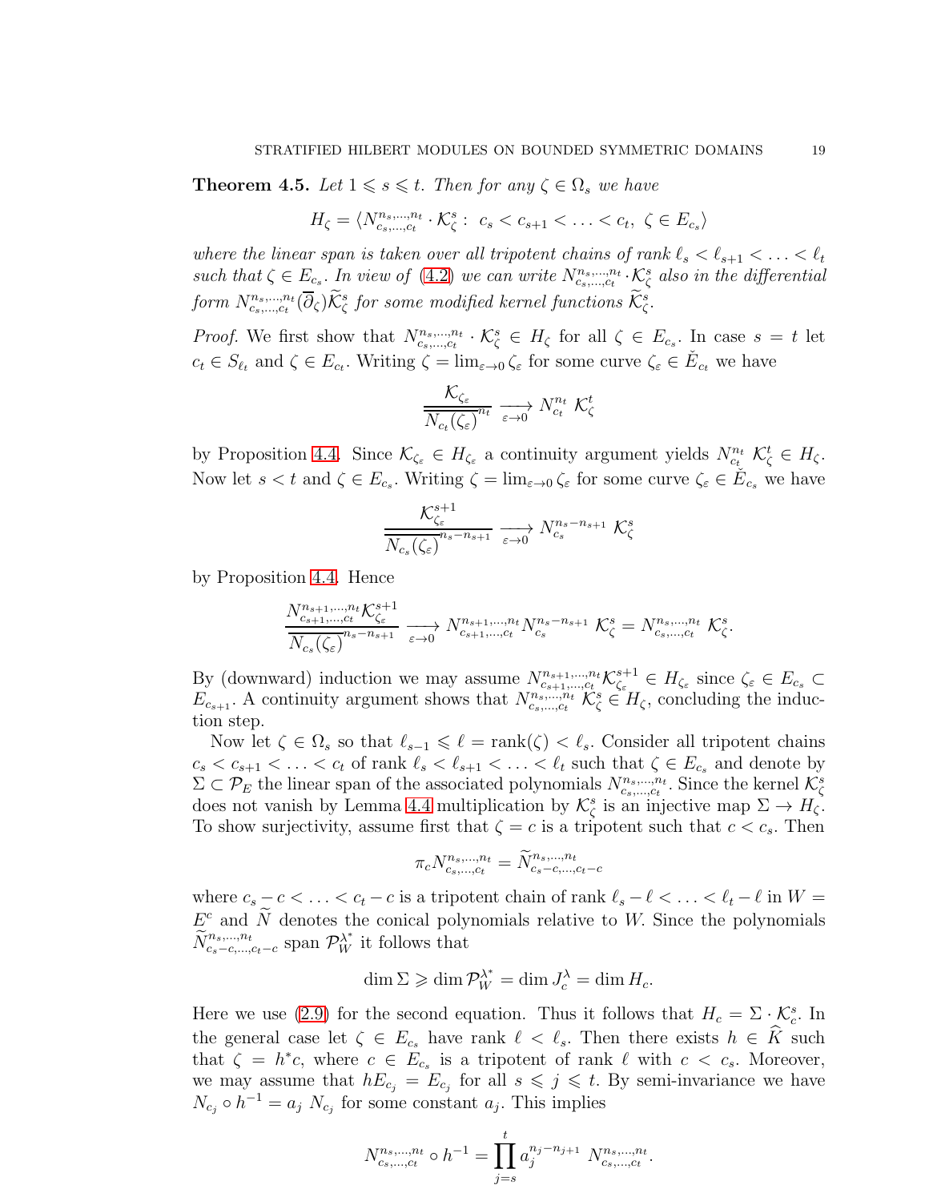**Theorem 4.5.** *Let $1 \leqslant s \leqslant t$. Then for any $\zeta \in \Omega_s$ we have*

$$H_\zeta = \langle N^{n_s,\ldots,n_t}_{c_s,\ldots,c_t} \cdot \mathcal{K}^s_\zeta : \; c_s < c_{s+1} < \ldots < c_t, \; \zeta \in E_{c_s} \rangle$$

*where the linear span is taken over all tripotent chains of rank $\ell_s < \ell_{s+1} < \ldots < \ell_t$ such that $\zeta \in E_{c_s}$. In view of (4.2) we can write $N^{n_s,\ldots,n_t}_{c_s,\ldots,c_t} \cdot \mathcal{K}^s_\zeta$ also in the differential form $N^{n_s,\ldots,n_t}_{c_s,\ldots,c_t}(\overline{\partial}_\zeta)\widetilde{\mathcal{K}}^s_\zeta$ for some modified kernel functions $\widetilde{\mathcal{K}}^s_\zeta$.*

*Proof.* We first show that $N^{n_s,\ldots,n_t}_{c_s,\ldots,c_t} \cdot \mathcal{K}^s_\zeta \in H_\zeta$ for all $\zeta \in E_{c_s}$. In case $s = t$ let $c_t \in S_{\ell_t}$ and $\zeta \in E_{c_t}$. Writing $\zeta = \lim_{\varepsilon \to 0} \zeta_\varepsilon$ for some curve $\zeta_\varepsilon \in \check{E}_{c_t}$ we have

$$\frac{\mathcal{K}_{\zeta_\varepsilon}}{\overline{N_{c_t}(\zeta_\varepsilon)}^{n_t}} \xrightarrow[\varepsilon \to 0]{} N^{n_t}_{c_t} \; \mathcal{K}^t_\zeta$$

by Proposition 4.4. Since $\mathcal{K}_{\zeta_\varepsilon} \in H_{\zeta_\varepsilon}$ a continuity argument yields $N^{n_t}_{c_t} \; \mathcal{K}^t_\zeta \in H_\zeta$. Now let $s < t$ and $\zeta \in E_{c_s}$. Writing $\zeta = \lim_{\varepsilon \to 0} \zeta_\varepsilon$ for some curve $\zeta_\varepsilon \in \check{E}_{c_s}$ we have

$$\frac{\mathcal{K}^{s+1}_{\zeta_\varepsilon}}{\overline{N_{c_s}(\zeta_\varepsilon)}^{n_s - n_{s+1}}} \xrightarrow[\varepsilon \to 0]{} N^{n_s - n_{s+1}}_{c_s} \; \mathcal{K}^s_\zeta$$

by Proposition 4.4. Hence

$$\frac{N^{n_{s+1},\ldots,n_t}_{c_{s+1},\ldots,c_t}\mathcal{K}^{s+1}_{\zeta_\varepsilon}}{\overline{N_{c_s}(\zeta_\varepsilon)}^{n_s - n_{s+1}}} \xrightarrow[\varepsilon \to 0]{} N^{n_{s+1},\ldots,n_t}_{c_{s+1},\ldots,c_t} N^{n_s - n_{s+1}}_{c_s} \; \mathcal{K}^s_\zeta = N^{n_s,\ldots,n_t}_{c_s,\ldots,c_t} \; \mathcal{K}^s_\zeta.$$

By (downward) induction we may assume $N^{n_{s+1},\ldots,n_t}_{c_{s+1},\ldots,c_t}\mathcal{K}^{s+1}_{\zeta_\varepsilon} \in H_{\zeta_\varepsilon}$ since $\zeta_\varepsilon \in E_{c_s} \subset E_{c_{s+1}}$. A continuity argument shows that $N^{n_s,\ldots,n_t}_{c_s,\ldots,c_t} \; \mathcal{K}^s_\zeta \in H_\zeta$, concluding the induction step.

Now let $\zeta \in \Omega_s$ so that $\ell_{s-1} \leqslant \ell = \text{rank}(\zeta) < \ell_s$. Consider all tripotent chains $c_s < c_{s+1} < \ldots < c_t$ of rank $\ell_s < \ell_{s+1} < \ldots < \ell_t$ such that $\zeta \in E_{c_s}$ and denote by $\Sigma \subset \mathcal{P}_E$ the linear span of the associated polynomials $N^{n_s,\ldots,n_t}_{c_s,\ldots,c_t}$. Since the kernel $\mathcal{K}^s_\zeta$ does not vanish by Lemma 4.4 multiplication by $\mathcal{K}^s_\zeta$ is an injective map $\Sigma \to H_\zeta$. To show surjectivity, assume first that $\zeta = c$ is a tripotent such that $c < c_s$. Then

$$\pi_c N^{n_s,\ldots,n_t}_{c_s,\ldots,c_t} = \widetilde{N}^{n_s,\ldots,n_t}_{c_s - c,\ldots,c_t - c}$$

where $c_s - c < \ldots < c_t - c$ is a tripotent chain of rank $\ell_s - \ell < \ldots < \ell_t - \ell$ in $W = E^c$ and $\widetilde{N}$ denotes the conical polynomials relative to $W$. Since the polynomials $\widetilde{N}^{n_s,\ldots,n_t}_{c_s - c,\ldots,c_t - c}$ span $\mathcal{P}^{\lambda^*}_W$ it follows that

$$\dim \Sigma \geqslant \dim \mathcal{P}^{\lambda^*}_W = \dim J^\lambda_c = \dim H_c.$$

Here we use (2.9) for the second equation. Thus it follows that $H_c = \Sigma \cdot \mathcal{K}^s_c$. In the general case let $\zeta \in E_{c_s}$ have rank $\ell < \ell_s$. Then there exists $h \in \widehat{K}$ such that $\zeta = h^* c$, where $c \in E_{c_s}$ is a tripotent of rank $\ell$ with $c < c_s$. Moreover, we may assume that $hE_{c_j} = E_{c_j}$ for all $s \leqslant j \leqslant t$. By semi-invariance we have $N_{c_j} \circ h^{-1} = a_j \; N_{c_j}$ for some constant $a_j$. This implies

$$N^{n_s,\ldots,n_t}_{c_s,\ldots,c_t} \circ h^{-1} = \prod_{j=s}^{t} a_j^{n_j - n_{j+1}} \; N^{n_s,\ldots,n_t}_{c_s,\ldots,c_t}.$$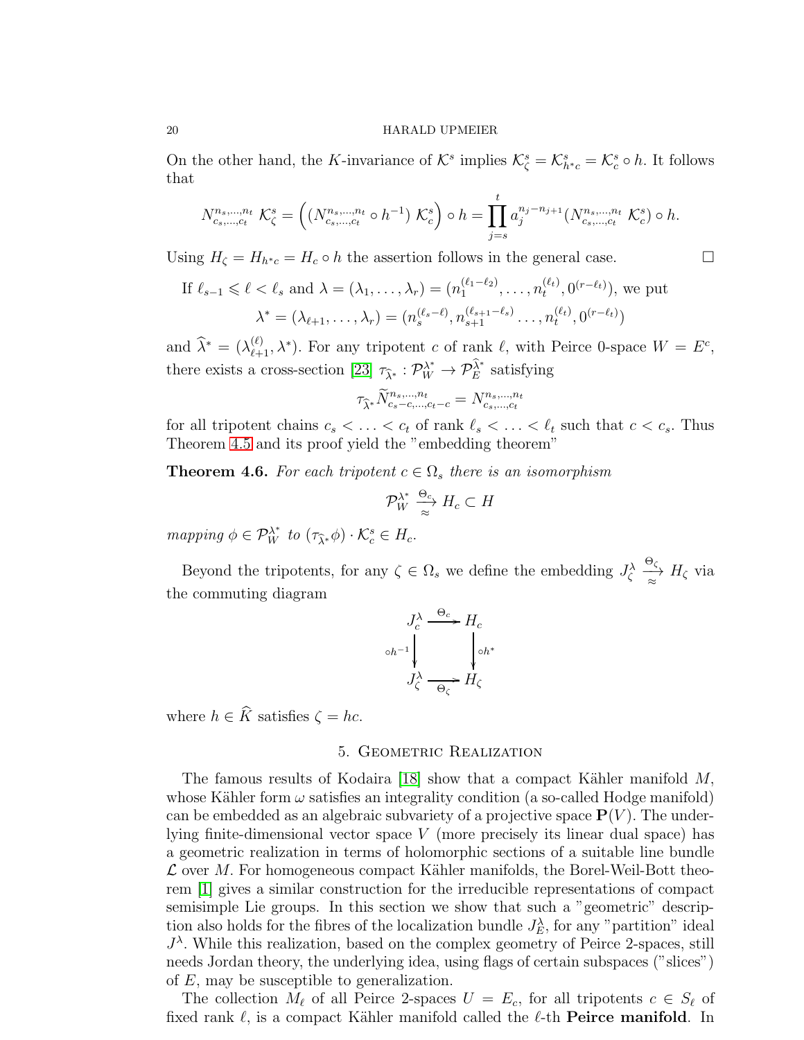On the other hand, the $K$-invariance of $\mathcal{K}^s$ implies $\mathcal{K}^s_\zeta = \mathcal{K}^s_{h^*c} = \mathcal{K}^s_c \circ h$. It follows that

$$N^{n_s,\ldots,n_t}_{c_s,\ldots,c_t}\ \mathcal{K}^s_\zeta = \Big((N^{n_s,\ldots,n_t}_{c_s,\ldots,c_t} \circ h^{-1})\ \mathcal{K}^s_c\Big) \circ h = \prod_{j=s}^t a_j^{n_j - n_{j+1}} (N^{n_s,\ldots,n_t}_{c_s,\ldots,c_t}\ \mathcal{K}^s_c) \circ h.$$

Using $H_\zeta = H_{h^*c} = H_c \circ h$ the assertion follows in the general case. $\square$

If $\ell_{s-1} \leqslant \ell < \ell_s$ and $\lambda = (\lambda_1, \ldots, \lambda_r) = (n_1^{(\ell_1-\ell_2)}, \ldots, n_t^{(\ell_t)}, 0^{(r-\ell_t)})$, we put

$$\lambda^* = (\lambda_{\ell+1}, \ldots, \lambda_r) = (n_s^{(\ell_s-\ell)}, n_{s+1}^{(\ell_{s+1}-\ell_s)} \ldots, n_t^{(\ell_t)}, 0^{(r-\ell_t)})$$

and $\widehat{\lambda}^* = (\lambda_{\ell+1}^{(\ell)}, \lambda^*)$. For any tripotent $c$ of rank $\ell$, with Peirce 0-space $W = E^c$, there exists a cross-section [23] $\tau_{\widehat{\lambda}^*} : \mathcal{P}_W^{\lambda^*} \to \mathcal{P}_E^{\widehat{\lambda}^*}$ satisfying

$$\tau_{\widehat{\lambda}^*} \widetilde{N}^{n_s,\ldots,n_t}_{c_s-c,\ldots,c_t-c} = N^{n_s,\ldots,n_t}_{c_s,\ldots,c_t}$$

for all tripotent chains $c_s < \ldots < c_t$ of rank $\ell_s < \ldots < \ell_t$ such that $c < c_s$. Thus Theorem 4.5 and its proof yield the "embedding theorem"

**Theorem 4.6.** *For each tripotent $c \in \Omega_s$ there is an isomorphism*

$$\mathcal{P}_W^{\lambda^*} \xrightarrow[\approx]{\Theta_c} H_c \subset H$$

*mapping $\phi \in \mathcal{P}_W^{\lambda^*}$ to $(\tau_{\widehat{\lambda}^*}\phi) \cdot \mathcal{K}^s_c \in H_c$.*

Beyond the tripotents, for any $\zeta \in \Omega_s$ we define the embedding $J_\zeta^\lambda \xrightarrow[\approx]{\Theta_\zeta} H_\zeta$ via the commuting diagram

$$\begin{array}{ccc} J_c^\lambda & \xrightarrow{\Theta_c} & H_c \\ \Big\downarrow{\circ h^{-1}} & & \Big\downarrow{\circ h^*} \\ J_\zeta^\lambda & \xrightarrow[\Theta_\zeta]{} & H_\zeta \end{array}$$

where $h \in \widehat{K}$ satisfies $\zeta = hc$.

## 5. Geometric Realization

The famous results of Kodaira [18] show that a compact Kähler manifold $M$, whose Kähler form $\omega$ satisfies an integrality condition (a so-called Hodge manifold) can be embedded as an algebraic subvariety of a projective space $\mathbf{P}(V)$. The underlying finite-dimensional vector space $V$ (more precisely its linear dual space) has a geometric realization in terms of holomorphic sections of a suitable line bundle $\mathcal{L}$ over $M$. For homogeneous compact Kähler manifolds, the Borel-Weil-Bott theorem [1] gives a similar construction for the irreducible representations of compact semisimple Lie groups. In this section we show that such a "geometric" description also holds for the fibres of the localization bundle $J_E^\lambda$, for any "partition" ideal $J^\lambda$. While this realization, based on the complex geometry of Peirce 2-spaces, still needs Jordan theory, the underlying idea, using flags of certain subspaces ("slices") of $E$, may be susceptible to generalization.

The collection $M_\ell$ of all Peirce 2-spaces $U = E_c$, for all tripotents $c \in S_\ell$ of fixed rank $\ell$, is a compact Kähler manifold called the $\ell$-th **Peirce manifold**. In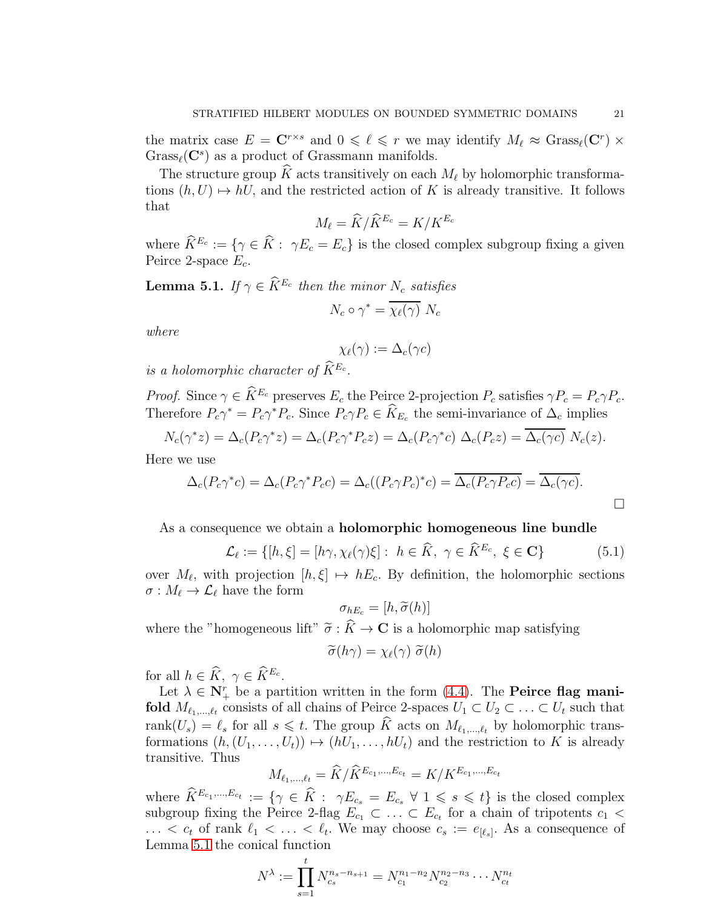the matrix case $E = \mathbf{C}^{r\times s}$ and $0 \leqslant \ell \leqslant r$ we may identify $M_\ell \approx \mathrm{Grass}_\ell(\mathbf{C}^r) \times \mathrm{Grass}_\ell(\mathbf{C}^s)$ as a product of Grassmann manifolds.

The structure group $\widehat{K}$ acts transitively on each $M_\ell$ by holomorphic transformations $(h, U) \mapsto hU$, and the restricted action of $K$ is already transitive. It follows that

$$M_\ell = \widehat{K}/\widehat{K}^{E_c} = K/K^{E_c}$$

where $\widehat{K}^{E_c} := \{\gamma \in \widehat{K} : \ \gamma E_c = E_c\}$ is the closed complex subgroup fixing a given Peirce 2-space $E_c$.

**Lemma 5.1.** *If $\gamma \in \widehat{K}^{E_c}$ then the minor $N_c$ satisfies*

$$N_c \circ \gamma^* = \overline{\chi_\ell(\gamma)}\ N_c$$

*where*

$$\chi_\ell(\gamma) := \Delta_c(\gamma c)$$

*is a holomorphic character of $\widehat{K}^{E_c}$.*

*Proof.* Since $\gamma \in \widehat{K}^{E_c}$ preserves $E_c$ the Peirce 2-projection $P_c$ satisfies $\gamma P_c = P_c\gamma P_c$. Therefore $P_c\gamma^* = P_c\gamma^* P_c$. Since $P_c\gamma P_c \in \widehat{K}_{E_c}$ the semi-invariance of $\Delta_c$ implies

$$N_c(\gamma^* z) = \Delta_c(P_c\gamma^* z) = \Delta_c(P_c\gamma^* P_c z) = \Delta_c(P_c\gamma^* c)\ \Delta_c(P_c z) = \overline{\Delta_c(\gamma c)}\ N_c(z).$$

Here we use

$$\Delta_c(P_c\gamma^* c) = \Delta_c(P_c\gamma^* P_c c) = \Delta_c((P_c\gamma P_c)^* c) = \overline{\Delta_c(P_c\gamma P_c c)} = \overline{\Delta_c(\gamma c)}.$$

$\square$

As a consequence we obtain a **holomorphic homogeneous line bundle**

$$\mathcal{L}_\ell := \{[h, \xi] = [h\gamma, \chi_\ell(\gamma)\xi] : \ h \in \widehat{K},\ \gamma \in \widehat{K}^{E_c},\ \xi \in \mathbf{C}\} \tag{5.1}$$

over $M_\ell$, with projection $[h, \xi] \mapsto hE_c$. By definition, the holomorphic sections $\sigma : M_\ell \to \mathcal{L}_\ell$ have the form

$$\sigma_{hE_c} = [h, \widetilde{\sigma}(h)]$$

where the "homogeneous lift" $\widetilde{\sigma} : \widehat{K} \to \mathbf{C}$ is a holomorphic map satisfying

$$\widetilde{\sigma}(h\gamma) = \chi_\ell(\gamma)\ \widetilde{\sigma}(h)$$

for all $h \in \widehat{K},\ \gamma \in \widehat{K}^{E_c}$.

Let $\lambda \in \mathbf{N}^r_+$ be a partition written in the form (4.4). The **Peirce flag manifold** $M_{\ell_1,\ldots,\ell_t}$ consists of all chains of Peirce 2-spaces $U_1 \subset U_2 \subset \ldots \subset U_t$ such that $\mathrm{rank}(U_s) = \ell_s$ for all $s \leqslant t$. The group $\widehat{K}$ acts on $M_{\ell_1,\ldots,\ell_t}$ by holomorphic transformations $(h, (U_1, \ldots, U_t)) \mapsto (hU_1, \ldots, hU_t)$ and the restriction to $K$ is already transitive. Thus

$$M_{\ell_1,\ldots,\ell_t} = \widehat{K}/\widehat{K}^{E_{c_1},\ldots,E_{c_t}} = K/K^{E_{c_1},\ldots,E_{c_t}}$$

where $\widehat{K}^{E_{c_1},\ldots,E_{c_t}} := \{\gamma \in \widehat{K} : \ \gamma E_{c_s} = E_{c_s}\ \forall\ 1 \leqslant s \leqslant t\}$ is the closed complex subgroup fixing the Peirce 2-flag $E_{c_1} \subset \ldots \subset E_{c_t}$ for a chain of tripotents $c_1 < \ldots < c_t$ of rank $\ell_1 < \ldots < \ell_t$. We may choose $c_s := e_{[\ell_s]}$. As a consequence of Lemma 5.1 the conical function

$$N^\lambda := \prod_{s=1}^{t} N_{c_s}^{n_s - n_{s+1}} = N_{c_1}^{n_1-n_2} N_{c_2}^{n_2-n_3} \cdots N_{c_t}^{n_t}$$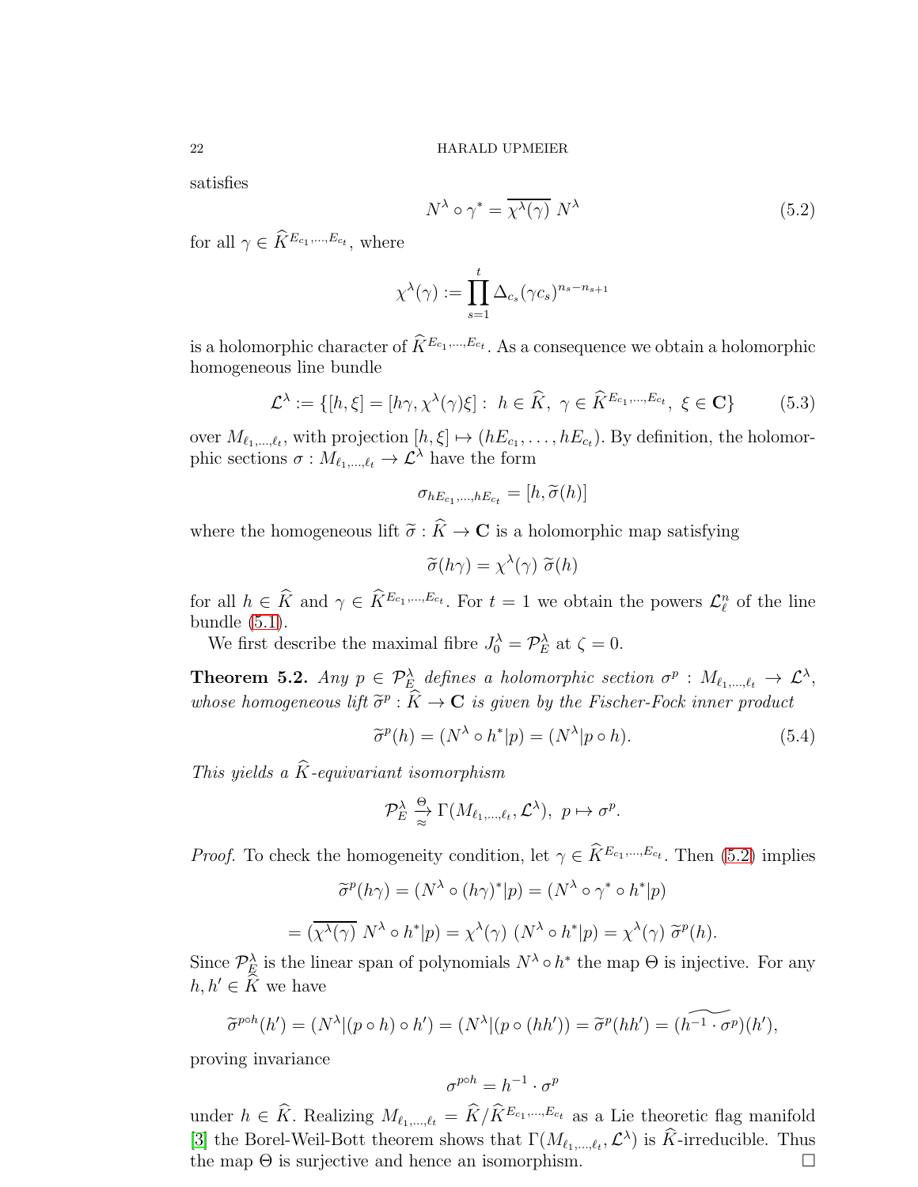satisfies

$$N^\lambda \circ \gamma^* = \overline{\chi^\lambda(\gamma)}\ N^\lambda \tag{5.2}$$

for all $\gamma \in \widehat{K}^{E_{c_1},\ldots,E_{c_t}}$, where

$$\chi^\lambda(\gamma) := \prod_{s=1}^{t} \Delta_{c_s}(\gamma c_s)^{n_s - n_{s+1}}$$

is a holomorphic character of $\widehat{K}^{E_{c_1},\ldots,E_{c_t}}$. As a consequence we obtain a holomorphic homogeneous line bundle

$$\mathcal{L}^\lambda := \{[h,\xi] = [h\gamma, \chi^\lambda(\gamma)\xi] :\ h \in \widehat{K},\ \gamma \in \widehat{K}^{E_{c_1},\ldots,E_{c_t}},\ \xi \in \mathbf{C}\} \tag{5.3}$$

over $M_{\ell_1,\ldots,\ell_t}$, with projection $[h,\xi] \mapsto (hE_{c_1},\ldots,hE_{c_t})$. By definition, the holomorphic sections $\sigma : M_{\ell_1,\ldots,\ell_t} \to \mathcal{L}^\lambda$ have the form

$$\sigma_{hE_{c_1},\ldots,hE_{c_t}} = [h, \widetilde{\sigma}(h)]$$

where the homogeneous lift $\widetilde{\sigma} : \widehat{K} \to \mathbf{C}$ is a holomorphic map satisfying

$$\widetilde{\sigma}(h\gamma) = \chi^\lambda(\gamma)\ \widetilde{\sigma}(h)$$

for all $h \in \widehat{K}$ and $\gamma \in \widehat{K}^{E_{c_1},\ldots,E_{c_t}}$. For $t = 1$ we obtain the powers $\mathcal{L}_\ell^n$ of the line bundle (5.1).

We first describe the maximal fibre $J_0^\lambda = \mathcal{P}_E^\lambda$ at $\zeta = 0$.

**Theorem 5.2.** *Any $p \in \mathcal{P}_E^\lambda$ defines a holomorphic section $\sigma^p : M_{\ell_1,\ldots,\ell_t} \to \mathcal{L}^\lambda$, whose homogeneous lift $\widetilde{\sigma}^p : \widehat{K} \to \mathbf{C}$ is given by the Fischer-Fock inner product*

$$\widetilde{\sigma}^p(h) = (N^\lambda \circ h^* | p) = (N^\lambda | p \circ h). \tag{5.4}$$

*This yields a $\widehat{K}$-equivariant isomorphism*

$$\mathcal{P}_E^\lambda \overset{\Theta}{\underset{\approx}{\to}} \Gamma(M_{\ell_1,\ldots,\ell_t}, \mathcal{L}^\lambda),\ p \mapsto \sigma^p.$$

*Proof.* To check the homogeneity condition, let $\gamma \in \widehat{K}^{E_{c_1},\ldots,E_{c_t}}$. Then (5.2) implies

$$\widetilde{\sigma}^p(h\gamma) = (N^\lambda \circ (h\gamma)^* | p) = (N^\lambda \circ \gamma^* \circ h^* | p)$$

$$= (\overline{\chi^\lambda(\gamma)}\ N^\lambda \circ h^* | p) = \chi^\lambda(\gamma)\ (N^\lambda \circ h^* | p) = \chi^\lambda(\gamma)\ \widetilde{\sigma}^p(h).$$

Since $\mathcal{P}_E^\lambda$ is the linear span of polynomials $N^\lambda \circ h^*$ the map $\Theta$ is injective. For any $h, h' \in \widehat{K}$ we have

$$\widetilde{\sigma}^{p\circ h}(h') = (N^\lambda | (p \circ h) \circ h') = (N^\lambda | (p \circ (hh')) = \widetilde{\sigma}^p(hh') = (\widetilde{h^{-1} \cdot \sigma^p})(h'),$$

proving invariance

$$\sigma^{p\circ h} = h^{-1} \cdot \sigma^p$$

under $h \in \widehat{K}$. Realizing $M_{\ell_1,\ldots,\ell_t} = \widehat{K}/\widehat{K}^{E_{c_1},\ldots,E_{c_t}}$ as a Lie theoretic flag manifold [3] the Borel-Weil-Bott theorem shows that $\Gamma(M_{\ell_1,\ldots,\ell_t}, \mathcal{L}^\lambda)$ is $\widehat{K}$-irreducible. Thus the map $\Theta$ is surjective and hence an isomorphism. $\square$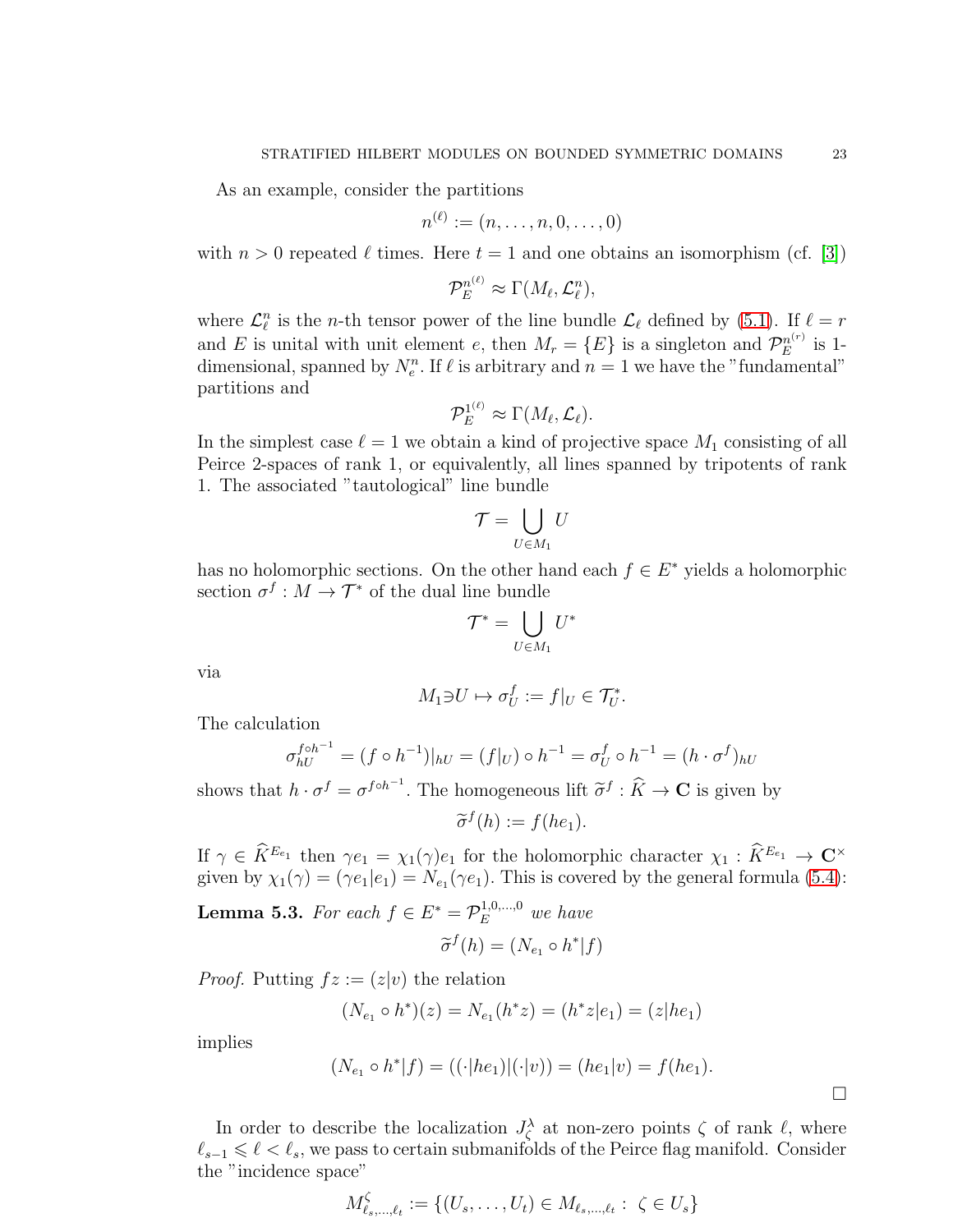As an example, consider the partitions

$$n^{(\ell)} := (n, \ldots, n, 0, \ldots, 0)$$

with $n > 0$ repeated $\ell$ times. Here $t = 1$ and one obtains an isomorphism (cf. [3])

$$\mathcal{P}_E^{n^{(\ell)}} \approx \Gamma(M_\ell, \mathcal{L}_\ell^n),$$

where $\mathcal{L}_\ell^n$ is the $n$-th tensor power of the line bundle $\mathcal{L}_\ell$ defined by (5.1). If $\ell = r$ and $E$ is unital with unit element $e$, then $M_r = \{E\}$ is a singleton and $\mathcal{P}_E^{n^{(r)}}$ is 1-dimensional, spanned by $N_e^n$. If $\ell$ is arbitrary and $n = 1$ we have the "fundamental" partitions and

$$\mathcal{P}_E^{1^{(\ell)}} \approx \Gamma(M_\ell, \mathcal{L}_\ell).$$

In the simplest case $\ell = 1$ we obtain a kind of projective space $M_1$ consisting of all Peirce 2-spaces of rank 1, or equivalently, all lines spanned by tripotents of rank 1. The associated "tautological" line bundle

$$\mathcal{T} = \bigcup_{U \in M_1} U$$

has no holomorphic sections. On the other hand each $f \in E^*$ yields a holomorphic section $\sigma^f : M \to \mathcal{T}^*$ of the dual line bundle

$$\mathcal{T}^* = \bigcup_{U \in M_1} U^*$$

via

$$M_1 \ni U \mapsto \sigma_U^f := f|_U \in \mathcal{T}_U^*.$$

The calculation

$$\sigma_{hU}^{f \circ h^{-1}} = (f \circ h^{-1})|_{hU} = (f|_U) \circ h^{-1} = \sigma_U^f \circ h^{-1} = (h \cdot \sigma^f)_{hU}$$

shows that $h \cdot \sigma^f = \sigma^{f \circ h^{-1}}$. The homogeneous lift $\widetilde{\sigma}^f : \widehat{K} \to \mathbf{C}$ is given by

$$\widetilde{\sigma}^f(h) := f(he_1).$$

If $\gamma \in \widehat{K}^{E_{e_1}}$ then $\gamma e_1 = \chi_1(\gamma) e_1$ for the holomorphic character $\chi_1 : \widehat{K}^{E_{e_1}} \to \mathbf{C}^\times$ given by $\chi_1(\gamma) = (\gamma e_1 | e_1) = N_{e_1}(\gamma e_1)$. This is covered by the general formula (5.4):

**Lemma 5.3.** *For each $f \in E^* = \mathcal{P}_E^{1,0,\ldots,0}$ we have*

$$\widetilde{\sigma}^f(h) = (N_{e_1} \circ h^* | f)$$

*Proof.* Putting $fz := (z|v)$ the relation

$$(N_{e_1} \circ h^*)(z) = N_{e_1}(h^* z) = (h^* z | e_1) = (z | he_1)$$

implies

$$(N_{e_1} \circ h^* | f) = ((\cdot | he_1) | (\cdot | v)) = (he_1 | v) = f(he_1).$$

$\square$

In order to describe the localization $J_\zeta^\lambda$ at non-zero points $\zeta$ of rank $\ell$, where $\ell_{s-1} \leqslant \ell < \ell_s$, we pass to certain submanifolds of the Peirce flag manifold. Consider the "incidence space"

$$M_{\ell_s, \ldots, \ell_t}^\zeta := \{(U_s, \ldots, U_t) \in M_{\ell_s, \ldots, \ell_t} : \zeta \in U_s\}$$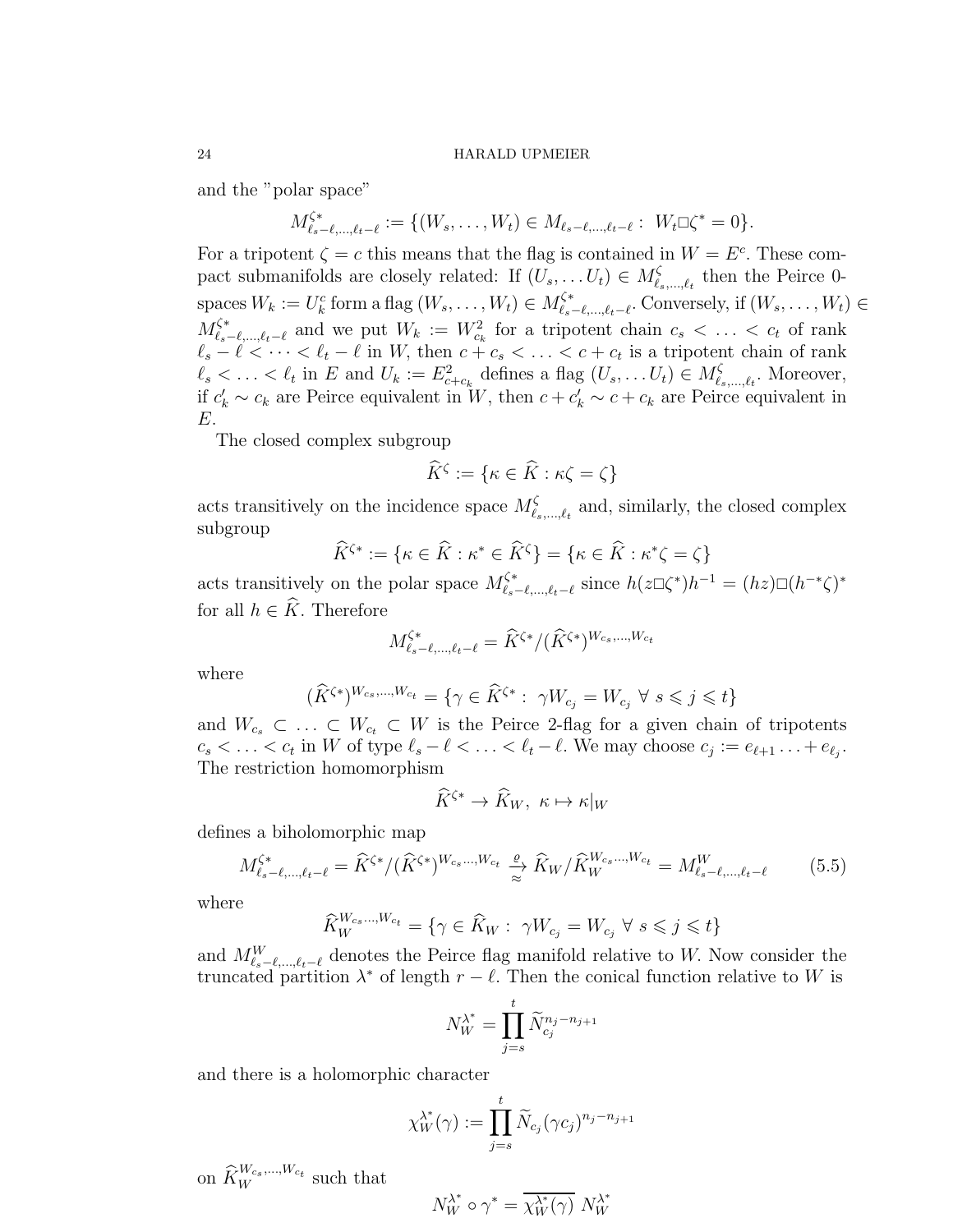and the "polar space"

$$M^{\zeta*}_{\ell_s-\ell,\ldots,\ell_t-\ell} := \{(W_s,\ldots,W_t)\in M_{\ell_s-\ell,\ldots,\ell_t-\ell}:\ W_t\Box\zeta^*=0\}.$$

For a tripotent $\zeta=c$ this means that the flag is contained in $W=E^c$. These compact submanifolds are closely related: If $(U_s,\ldots U_t)\in M^\zeta_{\ell_s,\ldots,\ell_t}$ then the Peirce 0-spaces $W_k:=U_k^c$ form a flag $(W_s,\ldots,W_t)\in M^{\zeta*}_{\ell_s-\ell,\ldots,\ell_t-\ell}$. Conversely, if $(W_s,\ldots,W_t)\in M^{\zeta*}_{\ell_s-\ell,\ldots,\ell_t-\ell}$ and we put $W_k:=W^2_{c_k}$ for a tripotent chain $c_s<\ldots<c_t$ of rank $\ell_s-\ell<\cdots<\ell_t-\ell$ in $W$, then $c+c_s<\ldots<c+c_t$ is a tripotent chain of rank $\ell_s<\ldots<\ell_t$ in $E$ and $U_k:=E^2_{c+c_k}$ defines a flag $(U_s,\ldots U_t)\in M^\zeta_{\ell_s,\ldots,\ell_t}$. Moreover, if $c_k'\sim c_k$ are Peirce equivalent in $W$, then $c+c_k'\sim c+c_k$ are Peirce equivalent in $E$.

The closed complex subgroup

$$\widehat{K}^\zeta:=\{\kappa\in\widehat{K}:\kappa\zeta=\zeta\}$$

acts transitively on the incidence space $M^\zeta_{\ell_s,\ldots,\ell_t}$ and, similarly, the closed complex subgroup

$$\widehat{K}^{\zeta*}:=\{\kappa\in\widehat{K}:\kappa^*\in\widehat{K}^\zeta\}=\{\kappa\in\widehat{K}:\kappa^*\zeta=\zeta\}$$

acts transitively on the polar space $M^{\zeta*}_{\ell_s-\ell,\ldots,\ell_t-\ell}$ since $h(z\Box\zeta^*)h^{-1}=(hz)\Box(h^{-*}\zeta)^*$ for all $h\in\widehat{K}$. Therefore

$$M^{\zeta*}_{\ell_s-\ell,\ldots,\ell_t-\ell}=\widehat{K}^{\zeta*}/(\widehat{K}^{\zeta*})^{W_{c_s},\ldots,W_{c_t}}$$

where

$$(\widehat{K}^{\zeta*})^{W_{c_s},\ldots,W_{c_t}}=\{\gamma\in\widehat{K}^{\zeta*}:\ \gamma W_{c_j}=W_{c_j}\ \forall\ s\leqslant j\leqslant t\}$$

and $W_{c_s}\subset\ldots\subset W_{c_t}\subset W$ is the Peirce 2-flag for a given chain of tripotents $c_s<\ldots<c_t$ in $W$ of type $\ell_s-\ell<\ldots<\ell_t-\ell$. We may choose $c_j:=e_{\ell+1}\ldots+e_{\ell_j}$. The restriction homomorphism

$$\widehat{K}^{\zeta*}\to\widehat{K}_W,\ \kappa\mapsto\kappa|_W$$

defines a biholomorphic map

$$M^{\zeta*}_{\ell_s-\ell,\ldots,\ell_t-\ell}=\widehat{K}^{\zeta*}/(\widehat{K}^{\zeta*})^{W_{c_s}\ldots,W_{c_t}}\ \underset{\approx}{\overset{\varrho}{\to}}\ \widehat{K}_W/\widehat{K}_W^{W_{c_s}\ldots,W_{c_t}}=M^W_{\ell_s-\ell,\ldots,\ell_t-\ell}\tag{5.5}$$

where

$$\widehat{K}_W^{W_{c_s}\ldots,W_{c_t}}=\{\gamma\in\widehat{K}_W:\ \gamma W_{c_j}=W_{c_j}\ \forall\ s\leqslant j\leqslant t\}$$

and $M^W_{\ell_s-\ell,\ldots,\ell_t-\ell}$ denotes the Peirce flag manifold relative to $W$. Now consider the truncated partition $\lambda^*$ of length $r-\ell$. Then the conical function relative to $W$ is

$$N_W^{\lambda^*}=\prod_{j=s}^t\widetilde{N}_{c_j}^{n_j-n_{j+1}}$$

and there is a holomorphic character

$$\chi_W^{\lambda^*}(\gamma):=\prod_{j=s}^t\widetilde{N}_{c_j}(\gamma c_j)^{n_j-n_{j+1}}$$

on $\widehat{K}_W^{W_{c_s},\ldots,W_{c_t}}$ such that

$$N_W^{\lambda^*}\circ\gamma^*=\overline{\chi_W^{\lambda^*}(\gamma)}\ N_W^{\lambda^*}$$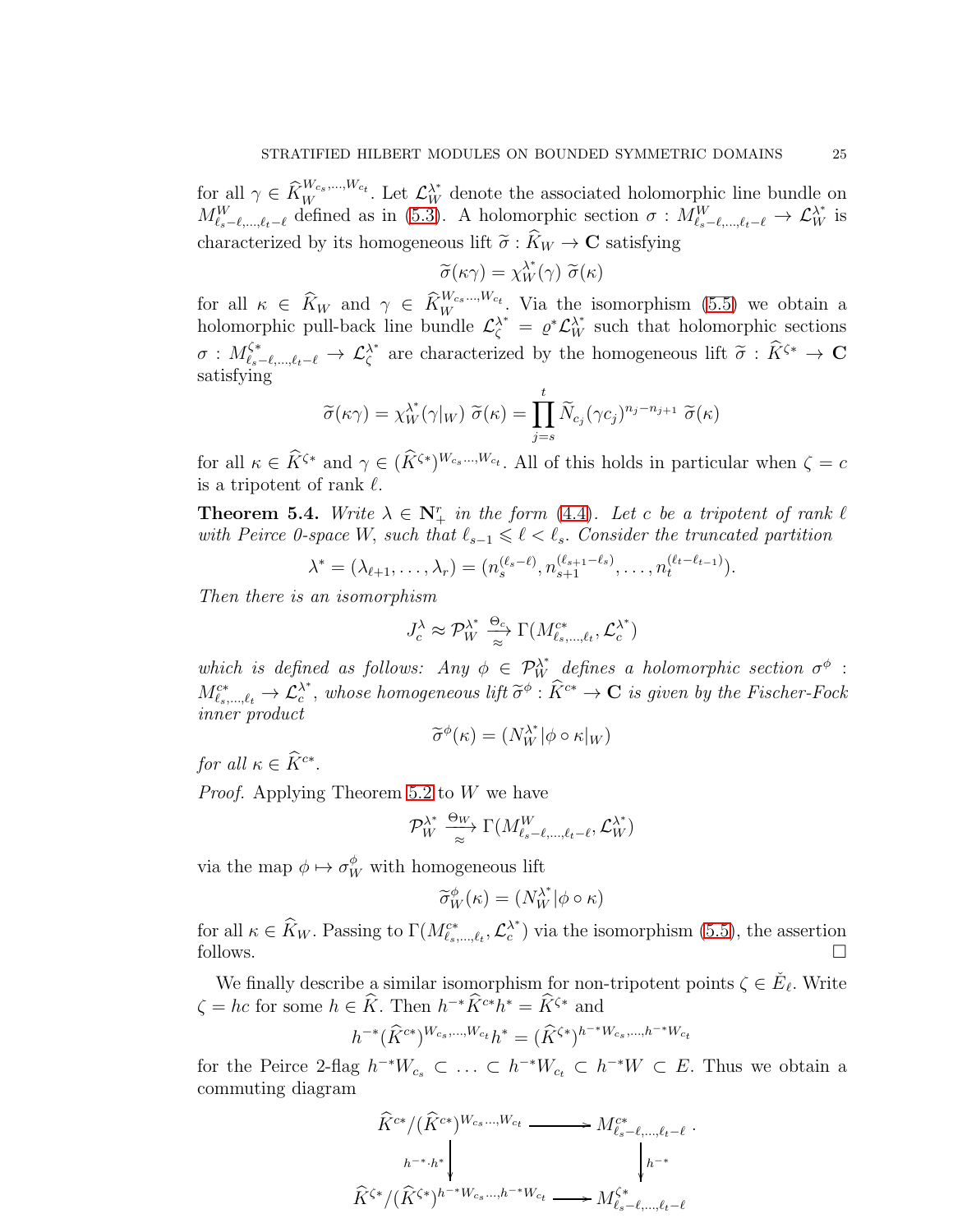for all $\gamma \in \widehat{K}_W^{W_{c_s},\ldots,W_{c_t}}$. Let $\mathcal{L}_W^{\lambda^*}$ denote the associated holomorphic line bundle on $M^W_{\ell_s-\ell,\ldots,\ell_t-\ell}$ defined as in (5.3). A holomorphic section $\sigma : M^W_{\ell_s-\ell,\ldots,\ell_t-\ell} \to \mathcal{L}_W^{\lambda^*}$ is characterized by its homogeneous lift $\widetilde{\sigma} : \widehat{K}_W \to \mathbf{C}$ satisfying

$$\widetilde{\sigma}(\kappa\gamma) = \chi_W^{\lambda^*}(\gamma)\ \widetilde{\sigma}(\kappa)$$

for all $\kappa \in \widehat{K}_W$ and $\gamma \in \widehat{K}_W^{W_{c_s}\ldots,W_{c_t}}$. Via the isomorphism (5.5) we obtain a holomorphic pull-back line bundle $\mathcal{L}_\zeta^{\lambda^*} = \varrho^* \mathcal{L}_W^{\lambda^*}$ such that holomorphic sections $\sigma : M^{\zeta*}_{\ell_s-\ell,\ldots,\ell_t-\ell} \to \mathcal{L}_\zeta^{\lambda^*}$ are characterized by the homogeneous lift $\widetilde{\sigma} : \widehat{K}^{\zeta*} \to \mathbf{C}$ satisfying

$$\widetilde{\sigma}(\kappa\gamma) = \chi_W^{\lambda^*}(\gamma|_W)\ \widetilde{\sigma}(\kappa) = \prod_{j=s}^{t} \widetilde{N}_{c_j}(\gamma c_j)^{n_j-n_{j+1}}\ \widetilde{\sigma}(\kappa)$$

for all $\kappa \in \widehat{K}^{\zeta*}$ and $\gamma \in (\widehat{K}^{\zeta*})^{W_{c_s}\ldots,W_{c_t}}$. All of this holds in particular when $\zeta = c$ is a tripotent of rank $\ell$.

**Theorem 5.4.** *Write $\lambda \in \mathbf{N}_+^r$ in the form (4.4). Let $c$ be a tripotent of rank $\ell$ with Peirce 0-space $W$, such that $\ell_{s-1} \leqslant \ell < \ell_s$. Consider the truncated partition*

$$\lambda^* = (\lambda_{\ell+1}, \ldots, \lambda_r) = (n_s^{(\ell_s-\ell)}, n_{s+1}^{(\ell_{s+1}-\ell_s)}, \ldots, n_t^{(\ell_t-\ell_{t-1})}).$$

*Then there is an isomorphism*

$$J_c^\lambda \approx \mathcal{P}_W^{\lambda^*} \xrightarrow[\approx]{\Theta_c} \Gamma(M^{c*}_{\ell_s,\ldots,\ell_t}, \mathcal{L}_c^{\lambda^*})$$

*which is defined as follows: Any $\phi \in \mathcal{P}_W^{\lambda^*}$ defines a holomorphic section $\sigma^\phi : M^{c*}_{\ell_s,\ldots,\ell_t} \to \mathcal{L}_c^{\lambda^*}$, whose homogeneous lift $\widetilde{\sigma}^\phi : \widehat{K}^{c*} \to \mathbf{C}$ is given by the Fischer-Fock inner product*

$$\widetilde{\sigma}^\phi(\kappa) = (N_W^{\lambda^*}|\phi \circ \kappa|_W)$$

*for all $\kappa \in \widehat{K}^{c*}$.*

*Proof.* Applying Theorem 5.2 to $W$ we have

$$\mathcal{P}_W^{\lambda^*} \xrightarrow[\approx]{\Theta_W} \Gamma(M^W_{\ell_s-\ell,\ldots,\ell_t-\ell}, \mathcal{L}_W^{\lambda^*})$$

via the map $\phi \mapsto \sigma_W^\phi$ with homogeneous lift

$$\widetilde{\sigma}_W^\phi(\kappa) = (N_W^{\lambda^*}|\phi \circ \kappa)$$

for all $\kappa \in \widehat{K}_W$. Passing to $\Gamma(M^{c*}_{\ell_s,\ldots,\ell_t}, \mathcal{L}_c^{\lambda^*})$ via the isomorphism (5.5), the assertion follows. $\square$

We finally describe a similar isomorphism for non-tripotent points $\zeta \in \check{E}_\ell$. Write $\zeta = hc$ for some $h \in \widehat{K}$. Then $h^{-*}\widehat{K}^{c*}h^* = \widehat{K}^{\zeta*}$ and

$$h^{-*}(\widehat{K}^{c*})^{W_{c_s},\ldots,W_{c_t}}h^* = (\widehat{K}^{\zeta*})^{h^{-*}W_{c_s},\ldots,h^{-*}W_{c_t}}$$

for the Peirce 2-flag $h^{-*}W_{c_s} \subset \ldots \subset h^{-*}W_{c_t} \subset h^{-*}W \subset E$. Thus we obtain a commuting diagram

$$\begin{array}{ccc}
\widehat{K}^{c*}/(\widehat{K}^{c*})^{W_{c_s}\ldots,W_{c_t}} & \longrightarrow & M^{c*}_{\ell_s-\ell,\ldots,\ell_t-\ell} \\
\Big\downarrow{\scriptstyle h^{-*}\cdot h^*} & & \Big\downarrow{\scriptstyle h^{-*}} \\
\widehat{K}^{\zeta*}/(\widehat{K}^{\zeta*})^{h^{-*}W_{c_s}\ldots,h^{-*}W_{c_t}} & \longrightarrow & M^{\zeta*}_{\ell_s-\ell,\ldots,\ell_t-\ell}
\end{array}.$$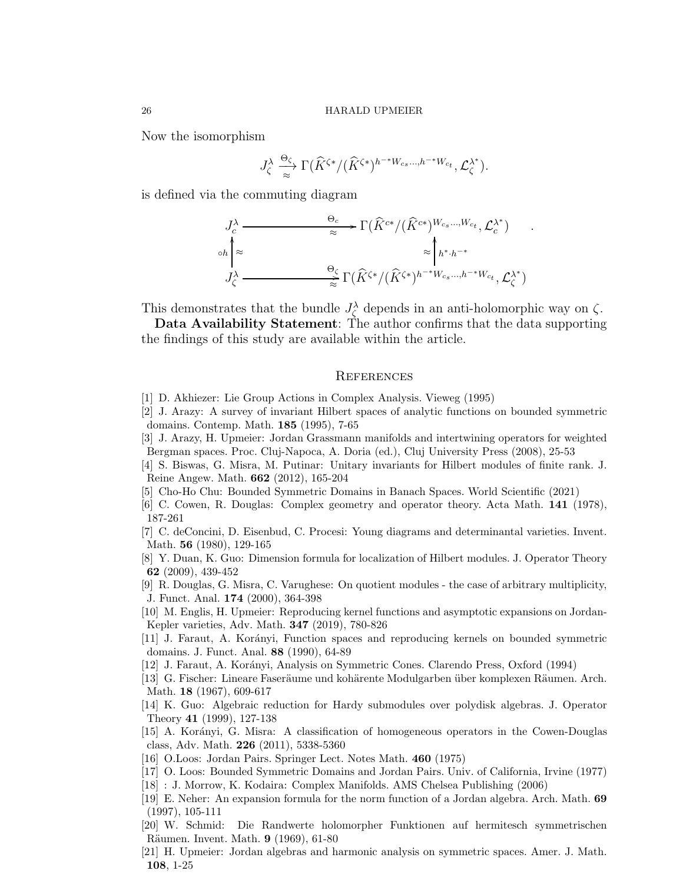Now the isomorphism

$$J_\zeta^\lambda \xrightarrow[\approx]{\Theta_\zeta} \Gamma(\widehat{K}^{\zeta*}/(\widehat{K}^{\zeta*})^{h^{-*}W_{c_s}\ldots,h^{-*}W_{c_t}}, \mathcal{L}_\zeta^{\lambda^*}).$$

is defined via the commuting diagram

$$\begin{array}{ccc} J_c^\lambda & \xrightarrow[\approx]{\Theta_c} & \Gamma(\widehat{K}^{c*}/(\widehat{K}^{c*})^{W_{c_s}\ldots,W_{c_t}}, \mathcal{L}_c^{\lambda^*}) \\ \circ h \uparrow \approx & & \approx \uparrow h^* \cdot h^{-*} \\ J_\zeta^\lambda & \xrightarrow[\approx]{\Theta_\zeta} & \Gamma(\widehat{K}^{\zeta*}/(\widehat{K}^{\zeta*})^{h^{-*}W_{c_s}\ldots,h^{-*}W_{c_t}}, \mathcal{L}_\zeta^{\lambda^*}) \end{array}.$$

This demonstrates that the bundle $J_\zeta^\lambda$ depends in an anti-holomorphic way on $\zeta$.

**Data Availability Statement**: The author confirms that the data supporting the findings of this study are available within the article.

## References

[1] D. Akhiezer: Lie Group Actions in Complex Analysis. Vieweg (1995)

[2] J. Arazy: A survey of invariant Hilbert spaces of analytic functions on bounded symmetric domains. Contemp. Math. **185** (1995), 7-65

[3] J. Arazy, H. Upmeier: Jordan Grassmann manifolds and intertwining operators for weighted Bergman spaces. Proc. Cluj-Napoca, A. Doria (ed.), Cluj University Press (2008), 25-53

[4] S. Biswas, G. Misra, M. Putinar: Unitary invariants for Hilbert modules of finite rank. J. Reine Angew. Math. **662** (2012), 165-204

[5] Cho-Ho Chu: Bounded Symmetric Domains in Banach Spaces. World Scientific (2021)

[6] C. Cowen, R. Douglas: Complex geometry and operator theory. Acta Math. **141** (1978), 187-261

[7] C. deConcini, D. Eisenbud, C. Procesi: Young diagrams and determinantal varieties. Invent. Math. **56** (1980), 129-165

[8] Y. Duan, K. Guo: Dimension formula for localization of Hilbert modules. J. Operator Theory **62** (2009), 439-452

[9] R. Douglas, G. Misra, C. Varughese: On quotient modules - the case of arbitrary multiplicity, J. Funct. Anal. **174** (2000), 364-398

[10] M. Englis, H. Upmeier: Reproducing kernel functions and asymptotic expansions on Jordan-Kepler varieties, Adv. Math. **347** (2019), 780-826

[11] J. Faraut, A. Korányi, Function spaces and reproducing kernels on bounded symmetric domains. J. Funct. Anal. **88** (1990), 64-89

[12] J. Faraut, A. Korányi, Analysis on Symmetric Cones. Clarendo Press, Oxford (1994)

[13] G. Fischer: Lineare Faseräume und kohärente Modulgarben über komplexen Räumen. Arch. Math. **18** (1967), 609-617

[14] K. Guo: Algebraic reduction for Hardy submodules over polydisk algebras. J. Operator Theory **41** (1999), 127-138

[15] A. Korányi, G. Misra: A classification of homogeneous operators in the Cowen-Douglas class, Adv. Math. **226** (2011), 5338-5360

[16] O.Loos: Jordan Pairs. Springer Lect. Notes Math. **460** (1975)

[17] O. Loos: Bounded Symmetric Domains and Jordan Pairs. Univ. of California, Irvine (1977)

[18] : J. Morrow, K. Kodaira: Complex Manifolds. AMS Chelsea Publishing (2006)

[19] E. Neher: An expansion formula for the norm function of a Jordan algebra. Arch. Math. **69** (1997), 105-111

[20] W. Schmid: Die Randwerte holomorpher Funktionen auf hermitesch symmetrischen Räumen. Invent. Math. **9** (1969), 61-80

[21] H. Upmeier: Jordan algebras and harmonic analysis on symmetric spaces. Amer. J. Math. **108**, 1-25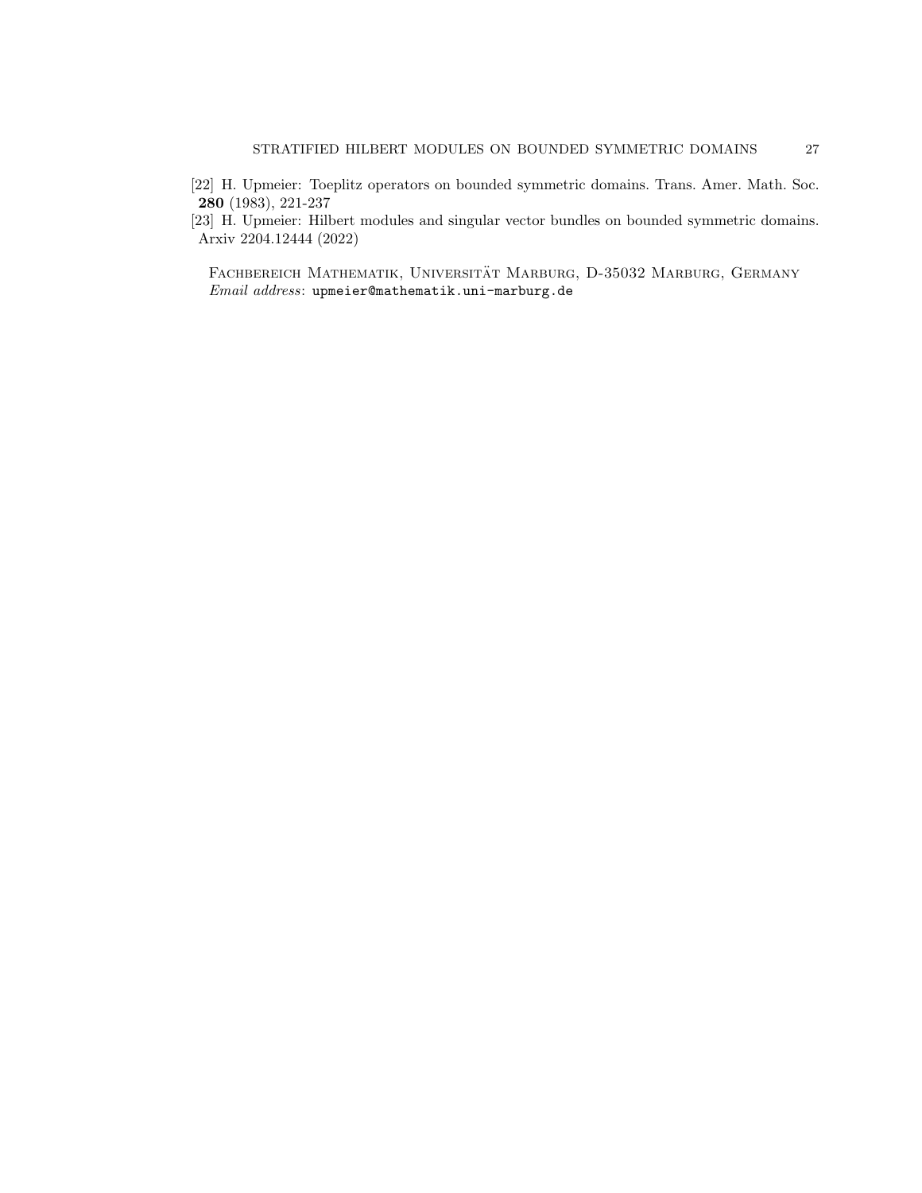[22] H. Upmeier: Toeplitz operators on bounded symmetric domains. Trans. Amer. Math. Soc. **280** (1983), 221-237

[23] H. Upmeier: Hilbert modules and singular vector bundles on bounded symmetric domains. Arxiv 2204.12444 (2022)

Fachbereich Mathematik, Universität Marburg, D-35032 Marburg, Germany
*Email address*: `upmeier@mathematik.uni-marburg.de`